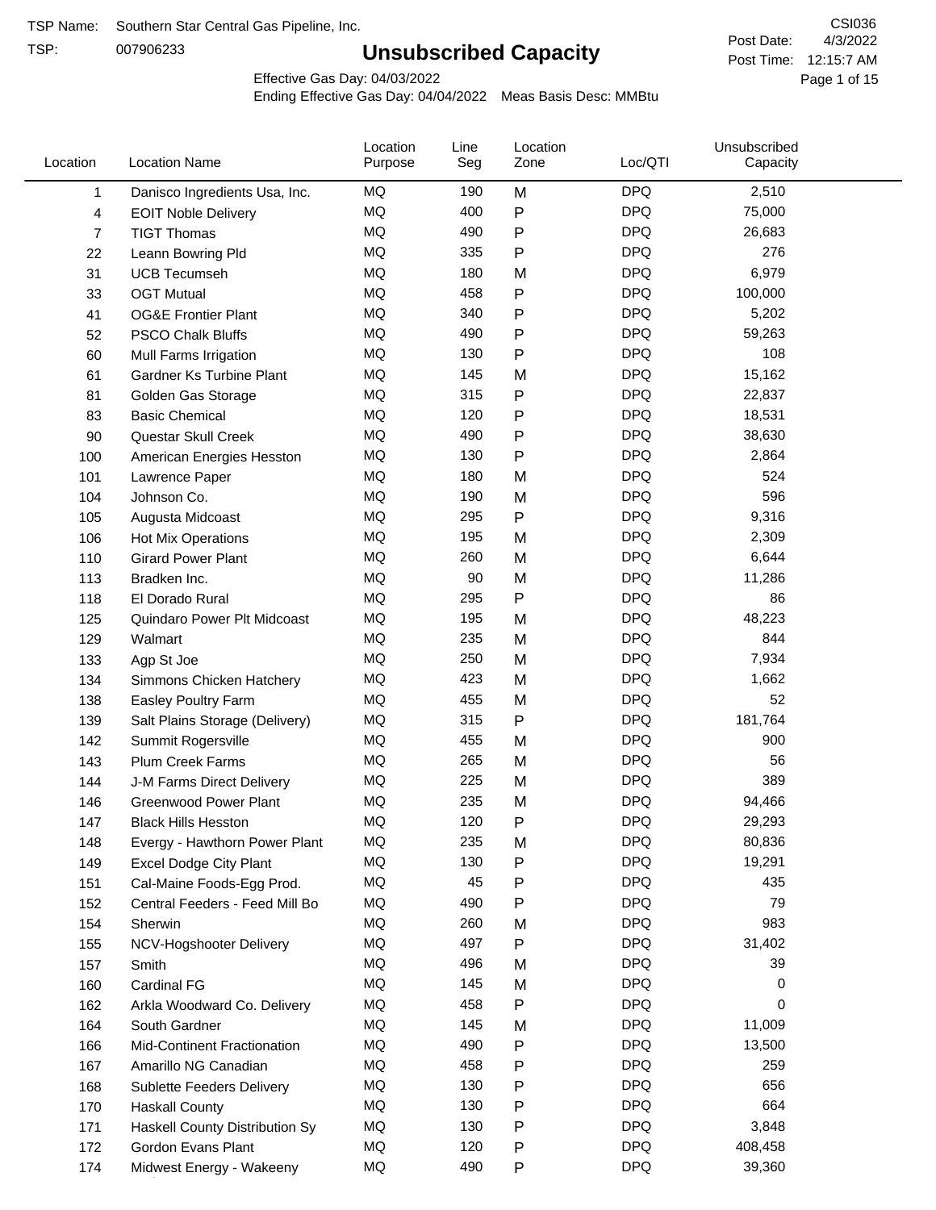TSP Name: Southern Star Central Gas Pipeline, Inc.

TSP: 007906233

# Unsubscribed Capacity

CSI036

Post Date: 4/3/2022

Post Time: 12:15:7 AM

Effective Gas Day: 04/03/2022

Ending Effective Gas Day: 04/04/2022 Meas Basis Desc: MMBtu

| Location | Location Name | Location Purpose | Line Seg | Location Zone | Loc/QTI | Unsubscribed Capacity |
|---|---|---|---|---|---|---|
| 1 | Danisco Ingredients Usa, Inc. | MQ | 190 | M | DPQ | 2,510 |
| 4 | EOIT Noble Delivery | MQ | 400 | P | DPQ | 75,000 |
| 7 | TIGT Thomas | MQ | 490 | P | DPQ | 26,683 |
| 22 | Leann Bowring Pld | MQ | 335 | P | DPQ | 276 |
| 31 | UCB Tecumseh | MQ | 180 | M | DPQ | 6,979 |
| 33 | OGT Mutual | MQ | 458 | P | DPQ | 100,000 |
| 41 | OG&E Frontier Plant | MQ | 340 | P | DPQ | 5,202 |
| 52 | PSCO Chalk Bluffs | MQ | 490 | P | DPQ | 59,263 |
| 60 | Mull Farms Irrigation | MQ | 130 | P | DPQ | 108 |
| 61 | Gardner Ks Turbine Plant | MQ | 145 | M | DPQ | 15,162 |
| 81 | Golden Gas Storage | MQ | 315 | P | DPQ | 22,837 |
| 83 | Basic Chemical | MQ | 120 | P | DPQ | 18,531 |
| 90 | Questar Skull Creek | MQ | 490 | P | DPQ | 38,630 |
| 100 | American Energies Hesston | MQ | 130 | P | DPQ | 2,864 |
| 101 | Lawrence Paper | MQ | 180 | M | DPQ | 524 |
| 104 | Johnson Co. | MQ | 190 | M | DPQ | 596 |
| 105 | Augusta Midcoast | MQ | 295 | P | DPQ | 9,316 |
| 106 | Hot Mix Operations | MQ | 195 | M | DPQ | 2,309 |
| 110 | Girard Power Plant | MQ | 260 | M | DPQ | 6,644 |
| 113 | Bradken Inc. | MQ | 90 | M | DPQ | 11,286 |
| 118 | El Dorado Rural | MQ | 295 | P | DPQ | 86 |
| 125 | Quindaro Power Plt Midcoast | MQ | 195 | M | DPQ | 48,223 |
| 129 | Walmart | MQ | 235 | M | DPQ | 844 |
| 133 | Agp St Joe | MQ | 250 | M | DPQ | 7,934 |
| 134 | Simmons Chicken Hatchery | MQ | 423 | M | DPQ | 1,662 |
| 138 | Easley Poultry Farm | MQ | 455 | M | DPQ | 52 |
| 139 | Salt Plains Storage (Delivery) | MQ | 315 | P | DPQ | 181,764 |
| 142 | Summit Rogersville | MQ | 455 | M | DPQ | 900 |
| 143 | Plum Creek Farms | MQ | 265 | M | DPQ | 56 |
| 144 | J-M Farms Direct Delivery | MQ | 225 | M | DPQ | 389 |
| 146 | Greenwood Power Plant | MQ | 235 | M | DPQ | 94,466 |
| 147 | Black Hills Hesston | MQ | 120 | P | DPQ | 29,293 |
| 148 | Evergy - Hawthorn Power Plant | MQ | 235 | M | DPQ | 80,836 |
| 149 | Excel Dodge City Plant | MQ | 130 | P | DPQ | 19,291 |
| 151 | Cal-Maine Foods-Egg Prod. | MQ | 45 | P | DPQ | 435 |
| 152 | Central Feeders - Feed Mill Bo | MQ | 490 | P | DPQ | 79 |
| 154 | Sherwin | MQ | 260 | M | DPQ | 983 |
| 155 | NCV-Hogshooter Delivery | MQ | 497 | P | DPQ | 31,402 |
| 157 | Smith | MQ | 496 | M | DPQ | 39 |
| 160 | Cardinal FG | MQ | 145 | M | DPQ | 0 |
| 162 | Arkla Woodward Co. Delivery | MQ | 458 | P | DPQ | 0 |
| 164 | South Gardner | MQ | 145 | M | DPQ | 11,009 |
| 166 | Mid-Continent Fractionation | MQ | 490 | P | DPQ | 13,500 |
| 167 | Amarillo NG Canadian | MQ | 458 | P | DPQ | 259 |
| 168 | Sublette Feeders Delivery | MQ | 130 | P | DPQ | 656 |
| 170 | Haskall County | MQ | 130 | P | DPQ | 664 |
| 171 | Haskall County Distribution Sy | MQ | 130 | P | DPQ | 3,848 |
| 172 | Gordon Evans Plant | MQ | 120 | P | DPQ | 408,458 |
| 174 | Midwest Energy - Wakeeny | MQ | 490 | P | DPQ | 39,360 |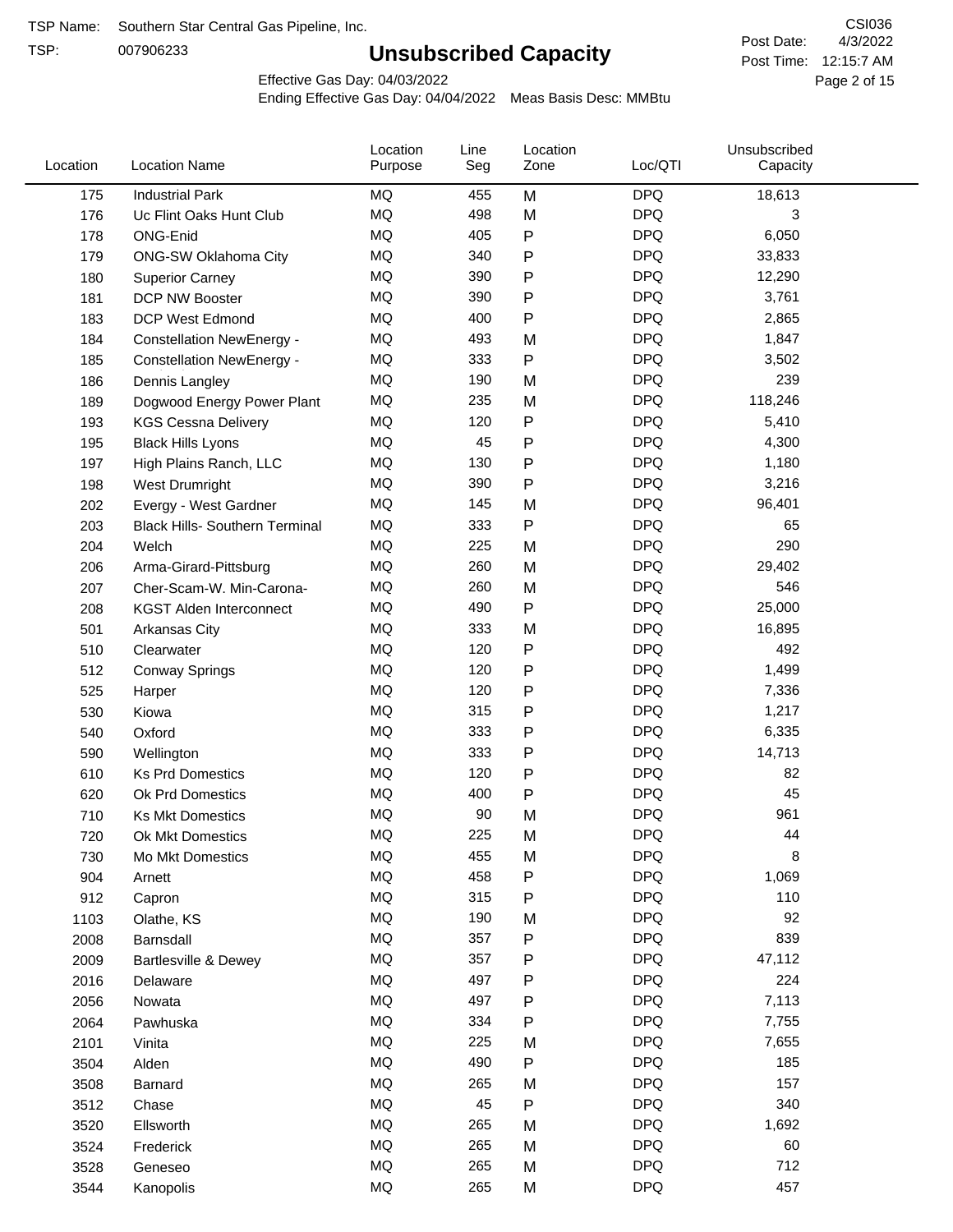TSP Name: Southern Star Central Gas Pipeline, Inc.

TSP: 007906233

# Unsubscribed Capacity

CSI036

Post Date: 4/3/2022

Post Time: 12:15:7 AM

Effective Gas Day: 04/03/2022

Ending Effective Gas Day: 04/04/2022 Meas Basis Desc: MMBtu

| Location | Location Name | Location Purpose | Line Seg | Location Zone | Loc/QTI | Unsubscribed Capacity |
|---|---|---|---|---|---|---|
| 175 | Industrial Park | MQ | 455 | M | DPQ | 18,613 |
| 176 | Uc Flint Oaks Hunt Club | MQ | 498 | M | DPQ | 3 |
| 178 | ONG-Enid | MQ | 405 | P | DPQ | 6,050 |
| 179 | ONG-SW Oklahoma City | MQ | 340 | P | DPQ | 33,833 |
| 180 | Superior Carney | MQ | 390 | P | DPQ | 12,290 |
| 181 | DCP NW Booster | MQ | 390 | P | DPQ | 3,761 |
| 183 | DCP West Edmond | MQ | 400 | P | DPQ | 2,865 |
| 184 | Constellation NewEnergy - | MQ | 493 | M | DPQ | 1,847 |
| 185 | Constellation NewEnergy - | MQ | 333 | P | DPQ | 3,502 |
| 186 | Dennis Langley | MQ | 190 | M | DPQ | 239 |
| 189 | Dogwood Energy Power Plant | MQ | 235 | M | DPQ | 118,246 |
| 193 | KGS Cessna Delivery | MQ | 120 | P | DPQ | 5,410 |
| 195 | Black Hills Lyons | MQ | 45 | P | DPQ | 4,300 |
| 197 | High Plains Ranch, LLC | MQ | 130 | P | DPQ | 1,180 |
| 198 | West Drumright | MQ | 390 | P | DPQ | 3,216 |
| 202 | Evergy - West Gardner | MQ | 145 | M | DPQ | 96,401 |
| 203 | Black Hills- Southern Terminal | MQ | 333 | P | DPQ | 65 |
| 204 | Welch | MQ | 225 | M | DPQ | 290 |
| 206 | Arma-Girard-Pittsburg | MQ | 260 | M | DPQ | 29,402 |
| 207 | Cher-Scam-W. Min-Carona- | MQ | 260 | M | DPQ | 546 |
| 208 | KGST Alden Interconnect | MQ | 490 | P | DPQ | 25,000 |
| 501 | Arkansas City | MQ | 333 | M | DPQ | 16,895 |
| 510 | Clearwater | MQ | 120 | P | DPQ | 492 |
| 512 | Conway Springs | MQ | 120 | P | DPQ | 1,499 |
| 525 | Harper | MQ | 120 | P | DPQ | 7,336 |
| 530 | Kiowa | MQ | 315 | P | DPQ | 1,217 |
| 540 | Oxford | MQ | 333 | P | DPQ | 6,335 |
| 590 | Wellington | MQ | 333 | P | DPQ | 14,713 |
| 610 | Ks Prd Domestics | MQ | 120 | P | DPQ | 82 |
| 620 | Ok Prd Domestics | MQ | 400 | P | DPQ | 45 |
| 710 | Ks Mkt Domestics | MQ | 90 | M | DPQ | 961 |
| 720 | Ok Mkt Domestics | MQ | 225 | M | DPQ | 44 |
| 730 | Mo Mkt Domestics | MQ | 455 | M | DPQ | 8 |
| 904 | Arnett | MQ | 458 | P | DPQ | 1,069 |
| 912 | Capron | MQ | 315 | P | DPQ | 110 |
| 1103 | Olathe, KS | MQ | 190 | M | DPQ | 92 |
| 2008 | Barnsdall | MQ | 357 | P | DPQ | 839 |
| 2009 | Bartlesville & Dewey | MQ | 357 | P | DPQ | 47,112 |
| 2016 | Delaware | MQ | 497 | P | DPQ | 224 |
| 2056 | Nowata | MQ | 497 | P | DPQ | 7,113 |
| 2064 | Pawhuska | MQ | 334 | P | DPQ | 7,755 |
| 2101 | Vinita | MQ | 225 | M | DPQ | 7,655 |
| 3504 | Alden | MQ | 490 | P | DPQ | 185 |
| 3508 | Barnard | MQ | 265 | M | DPQ | 157 |
| 3512 | Chase | MQ | 45 | P | DPQ | 340 |
| 3520 | Ellsworth | MQ | 265 | M | DPQ | 1,692 |
| 3524 | Frederick | MQ | 265 | M | DPQ | 60 |
| 3528 | Geneseo | MQ | 265 | M | DPQ | 712 |
| 3544 | Kanopolis | MQ | 265 | M | DPQ | 457 |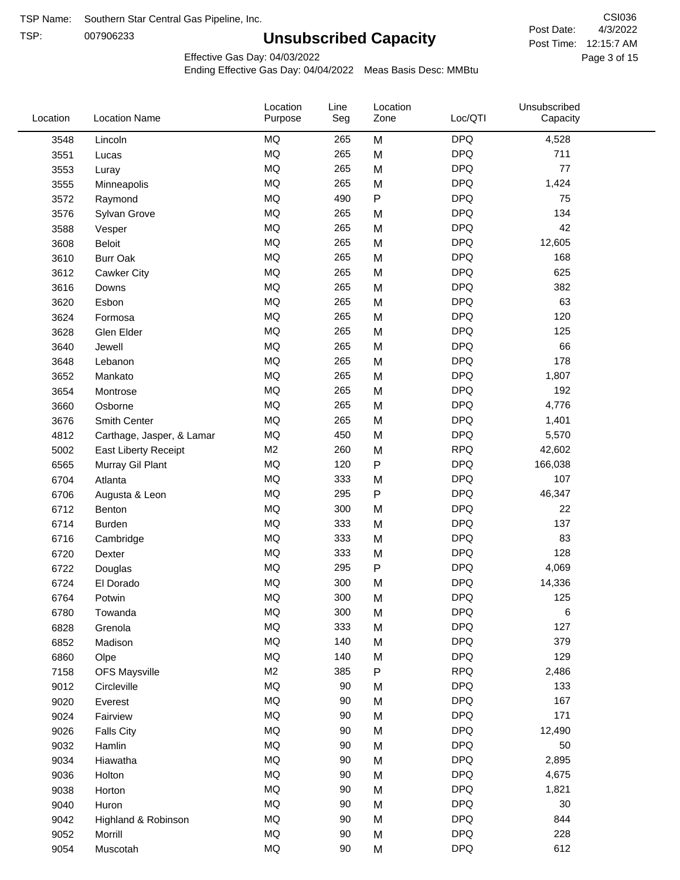TSP Name: Southern Star Central Gas Pipeline, Inc.

TSP: 007906233

# Unsubscribed Capacity

CSI036

Post Date: 4/3/2022

Post Time: 12:15:7 AM

Effective Gas Day: 04/03/2022

Ending Effective Gas Day: 04/04/2022 Meas Basis Desc: MMBtu

| Location | Location Name | Location Purpose | Line Seg | Location Zone | Loc/QTI | Unsubscribed Capacity |
|---|---|---|---|---|---|---|
| 3548 | Lincoln | MQ | 265 | M | DPQ | 4,528 |
| 3551 | Lucas | MQ | 265 | M | DPQ | 711 |
| 3553 | Luray | MQ | 265 | M | DPQ | 77 |
| 3555 | Minneapolis | MQ | 265 | M | DPQ | 1,424 |
| 3572 | Raymond | MQ | 490 | P | DPQ | 75 |
| 3576 | Sylvan Grove | MQ | 265 | M | DPQ | 134 |
| 3588 | Vesper | MQ | 265 | M | DPQ | 42 |
| 3608 | Beloit | MQ | 265 | M | DPQ | 12,605 |
| 3610 | Burr Oak | MQ | 265 | M | DPQ | 168 |
| 3612 | Cawker City | MQ | 265 | M | DPQ | 625 |
| 3616 | Downs | MQ | 265 | M | DPQ | 382 |
| 3620 | Esbon | MQ | 265 | M | DPQ | 63 |
| 3624 | Formosa | MQ | 265 | M | DPQ | 120 |
| 3628 | Glen Elder | MQ | 265 | M | DPQ | 125 |
| 3640 | Jewell | MQ | 265 | M | DPQ | 66 |
| 3648 | Lebanon | MQ | 265 | M | DPQ | 178 |
| 3652 | Mankato | MQ | 265 | M | DPQ | 1,807 |
| 3654 | Montrose | MQ | 265 | M | DPQ | 192 |
| 3660 | Osborne | MQ | 265 | M | DPQ | 4,776 |
| 3676 | Smith Center | MQ | 265 | M | DPQ | 1,401 |
| 4812 | Carthage, Jasper, & Lamar | MQ | 450 | M | DPQ | 5,570 |
| 5002 | East Liberty Receipt | M2 | 260 | M | RPQ | 42,602 |
| 6565 | Murray Gil Plant | MQ | 120 | P | DPQ | 166,038 |
| 6704 | Atlanta | MQ | 333 | M | DPQ | 107 |
| 6706 | Augusta & Leon | MQ | 295 | P | DPQ | 46,347 |
| 6712 | Benton | MQ | 300 | M | DPQ | 22 |
| 6714 | Burden | MQ | 333 | M | DPQ | 137 |
| 6716 | Cambridge | MQ | 333 | M | DPQ | 83 |
| 6720 | Dexter | MQ | 333 | M | DPQ | 128 |
| 6722 | Douglas | MQ | 295 | P | DPQ | 4,069 |
| 6724 | El Dorado | MQ | 300 | M | DPQ | 14,336 |
| 6764 | Potwin | MQ | 300 | M | DPQ | 125 |
| 6780 | Towanda | MQ | 300 | M | DPQ | 6 |
| 6828 | Grenola | MQ | 333 | M | DPQ | 127 |
| 6852 | Madison | MQ | 140 | M | DPQ | 379 |
| 6860 | Olpe | MQ | 140 | M | DPQ | 129 |
| 7158 | OFS Maysville | M2 | 385 | P | RPQ | 2,486 |
| 9012 | Circleville | MQ | 90 | M | DPQ | 133 |
| 9020 | Everest | MQ | 90 | M | DPQ | 167 |
| 9024 | Fairview | MQ | 90 | M | DPQ | 171 |
| 9026 | Falls City | MQ | 90 | M | DPQ | 12,490 |
| 9032 | Hamlin | MQ | 90 | M | DPQ | 50 |
| 9034 | Hiawatha | MQ | 90 | M | DPQ | 2,895 |
| 9036 | Holton | MQ | 90 | M | DPQ | 4,675 |
| 9038 | Horton | MQ | 90 | M | DPQ | 1,821 |
| 9040 | Huron | MQ | 90 | M | DPQ | 30 |
| 9042 | Highland & Robinson | MQ | 90 | M | DPQ | 844 |
| 9052 | Morrill | MQ | 90 | M | DPQ | 228 |
| 9054 | Muscotah | MQ | 90 | M | DPQ | 612 |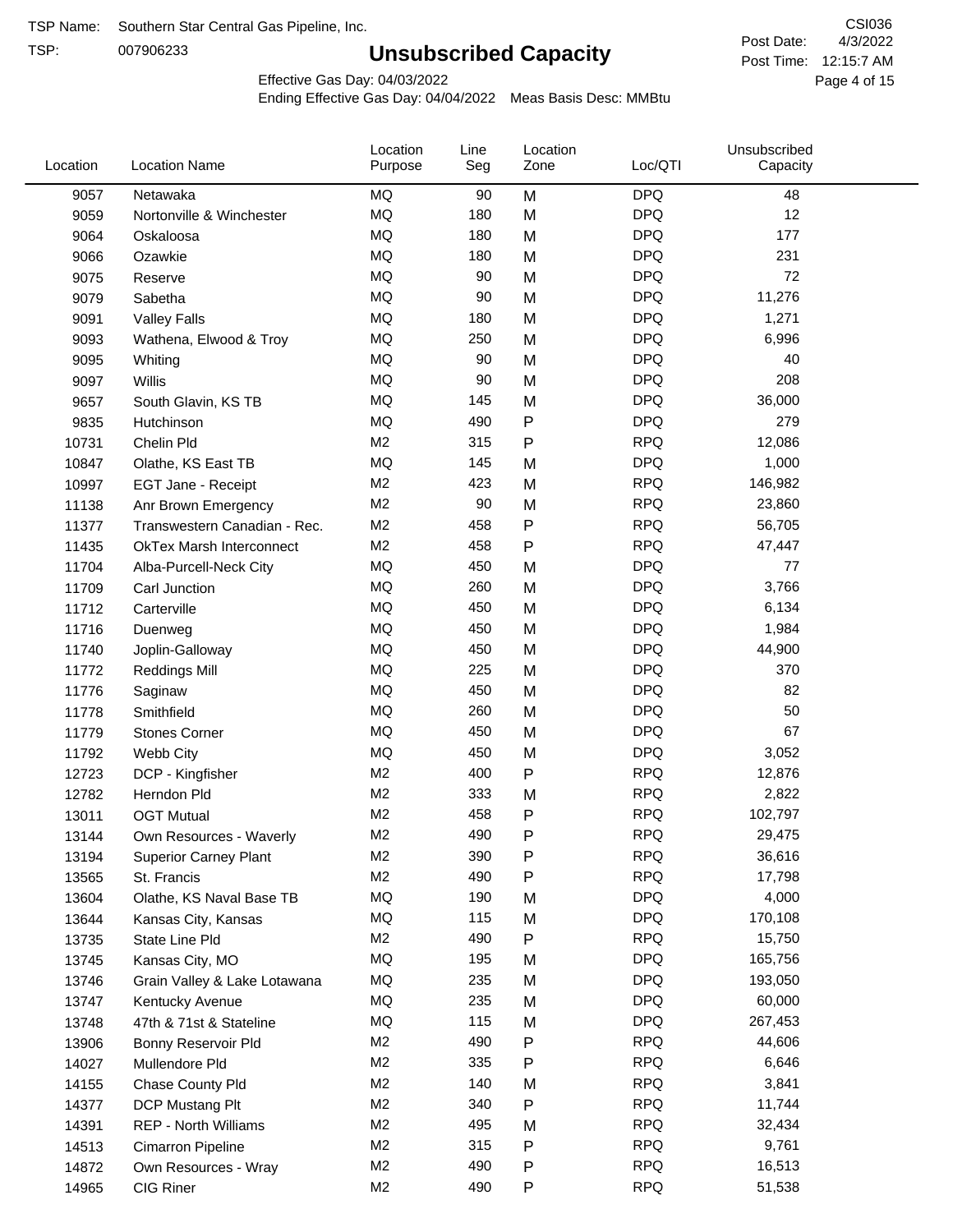TSP Name: Southern Star Central Gas Pipeline, Inc.

TSP: 007906233

# Unsubscribed Capacity

CSI036

Post Date: 4/3/2022

Post Time: 12:15:7 AM

Effective Gas Day: 04/03/2022

Ending Effective Gas Day: 04/04/2022 Meas Basis Desc: MMBtu

| Location | Location Name | Location Purpose | Line Seg | Location Zone | Loc/QTI | Unsubscribed Capacity |
|---|---|---|---|---|---|---|
| 9057 | Netawaka | MQ | 90 | M | DPQ | 48 |
| 9059 | Nortonville & Winchester | MQ | 180 | M | DPQ | 12 |
| 9064 | Oskaloosa | MQ | 180 | M | DPQ | 177 |
| 9066 | Ozawkie | MQ | 180 | M | DPQ | 231 |
| 9075 | Reserve | MQ | 90 | M | DPQ | 72 |
| 9079 | Sabetha | MQ | 90 | M | DPQ | 11,276 |
| 9091 | Valley Falls | MQ | 180 | M | DPQ | 1,271 |
| 9093 | Wathena, Elwood & Troy | MQ | 250 | M | DPQ | 6,996 |
| 9095 | Whiting | MQ | 90 | M | DPQ | 40 |
| 9097 | Willis | MQ | 90 | M | DPQ | 208 |
| 9657 | South Glavin, KS TB | MQ | 145 | M | DPQ | 36,000 |
| 9835 | Hutchinson | MQ | 490 | P | DPQ | 279 |
| 10731 | Chelin Pld | M2 | 315 | P | RPQ | 12,086 |
| 10847 | Olathe, KS East TB | MQ | 145 | M | DPQ | 1,000 |
| 10997 | EGT Jane - Receipt | M2 | 423 | M | RPQ | 146,982 |
| 11138 | Anr Brown Emergency | M2 | 90 | M | RPQ | 23,860 |
| 11377 | Transwestern Canadian - Rec. | M2 | 458 | P | RPQ | 56,705 |
| 11435 | OkTex Marsh Interconnect | M2 | 458 | P | RPQ | 47,447 |
| 11704 | Alba-Purcell-Neck City | MQ | 450 | M | DPQ | 77 |
| 11709 | Carl Junction | MQ | 260 | M | DPQ | 3,766 |
| 11712 | Carterville | MQ | 450 | M | DPQ | 6,134 |
| 11716 | Duenweg | MQ | 450 | M | DPQ | 1,984 |
| 11740 | Joplin-Galloway | MQ | 450 | M | DPQ | 44,900 |
| 11772 | Reddings Mill | MQ | 225 | M | DPQ | 370 |
| 11776 | Saginaw | MQ | 450 | M | DPQ | 82 |
| 11778 | Smithfield | MQ | 260 | M | DPQ | 50 |
| 11779 | Stones Corner | MQ | 450 | M | DPQ | 67 |
| 11792 | Webb City | MQ | 450 | M | DPQ | 3,052 |
| 12723 | DCP - Kingfisher | M2 | 400 | P | RPQ | 12,876 |
| 12782 | Herndon Pld | M2 | 333 | M | RPQ | 2,822 |
| 13011 | OGT Mutual | M2 | 458 | P | RPQ | 102,797 |
| 13144 | Own Resources - Waverly | M2 | 490 | P | RPQ | 29,475 |
| 13194 | Superior Carney Plant | M2 | 390 | P | RPQ | 36,616 |
| 13565 | St. Francis | M2 | 490 | P | RPQ | 17,798 |
| 13604 | Olathe, KS Naval Base TB | MQ | 190 | M | DPQ | 4,000 |
| 13644 | Kansas City, Kansas | MQ | 115 | M | DPQ | 170,108 |
| 13735 | State Line Pld | M2 | 490 | P | RPQ | 15,750 |
| 13745 | Kansas City, MO | MQ | 195 | M | DPQ | 165,756 |
| 13746 | Grain Valley & Lake Lotawana | MQ | 235 | M | DPQ | 193,050 |
| 13747 | Kentucky Avenue | MQ | 235 | M | DPQ | 60,000 |
| 13748 | 47th & 71st & Stateline | MQ | 115 | M | DPQ | 267,453 |
| 13906 | Bonny Reservoir Pld | M2 | 490 | P | RPQ | 44,606 |
| 14027 | Mullendore Pld | M2 | 335 | P | RPQ | 6,646 |
| 14155 | Chase County Pld | M2 | 140 | M | RPQ | 3,841 |
| 14377 | DCP Mustang Plt | M2 | 340 | P | RPQ | 11,744 |
| 14391 | REP - North Williams | M2 | 495 | M | RPQ | 32,434 |
| 14513 | Cimarron Pipeline | M2 | 315 | P | RPQ | 9,761 |
| 14872 | Own Resources - Wray | M2 | 490 | P | RPQ | 16,513 |
| 14965 | CIG Riner | M2 | 490 | P | RPQ | 51,538 |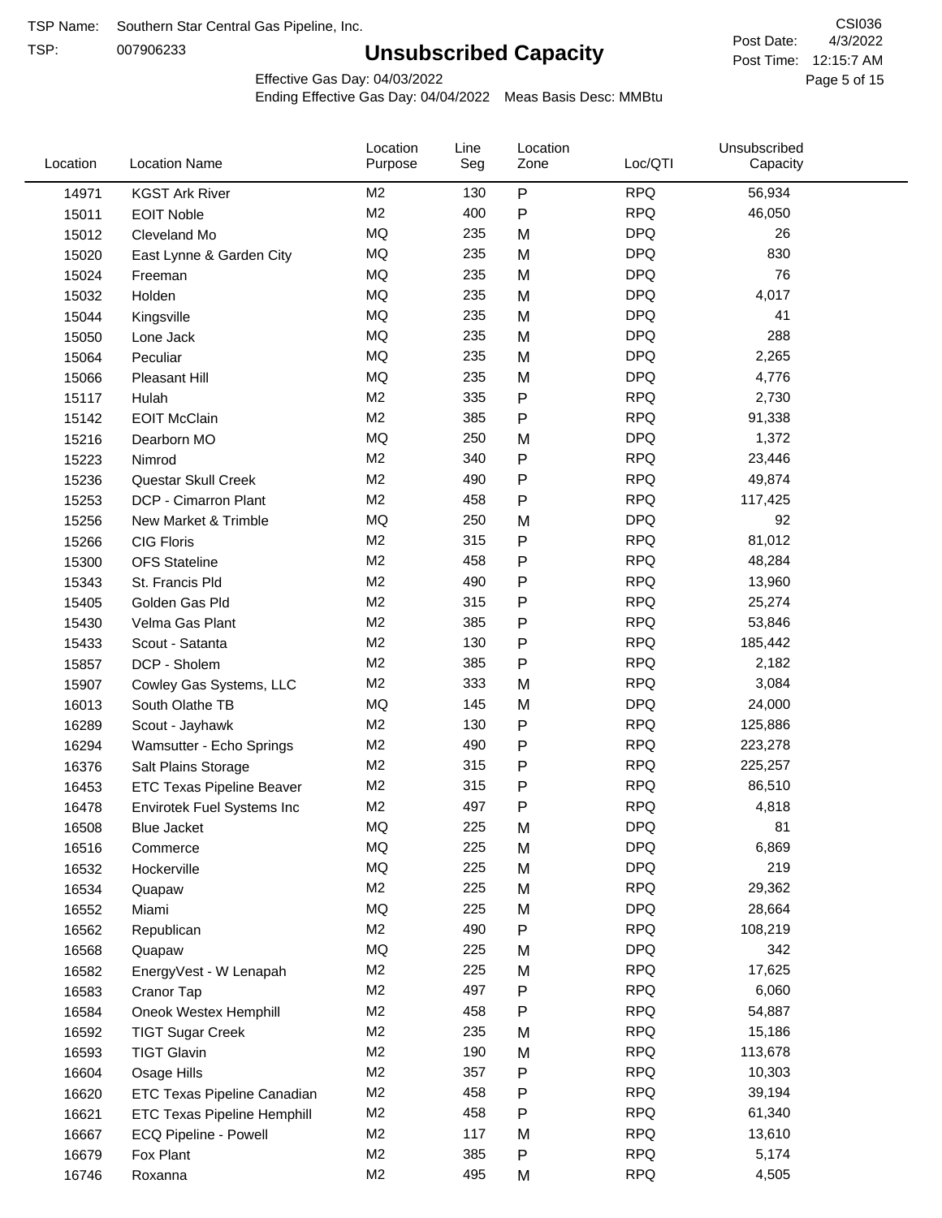TSP Name: Southern Star Central Gas Pipeline, Inc.

TSP: 007906233

# Unsubscribed Capacity

CSI036

Post Date: 4/3/2022

Post Time: 12:15:7 AM

Effective Gas Day: 04/03/2022

Ending Effective Gas Day: 04/04/2022 Meas Basis Desc: MMBtu

| Location | Location Name | Location Purpose | Line Seg | Location Zone | Loc/QTI | Unsubscribed Capacity |
|---|---|---|---|---|---|---|
| 14971 | KGST Ark River | M2 | 130 | P | RPQ | 56,934 |
| 15011 | EOIT Noble | M2 | 400 | P | RPQ | 46,050 |
| 15012 | Cleveland Mo | MQ | 235 | M | DPQ | 26 |
| 15020 | East Lynne & Garden City | MQ | 235 | M | DPQ | 830 |
| 15024 | Freeman | MQ | 235 | M | DPQ | 76 |
| 15032 | Holden | MQ | 235 | M | DPQ | 4,017 |
| 15044 | Kingsville | MQ | 235 | M | DPQ | 41 |
| 15050 | Lone Jack | MQ | 235 | M | DPQ | 288 |
| 15064 | Peculiar | MQ | 235 | M | DPQ | 2,265 |
| 15066 | Pleasant Hill | MQ | 235 | M | DPQ | 4,776 |
| 15117 | Hulah | M2 | 335 | P | RPQ | 2,730 |
| 15142 | EOIT McClain | M2 | 385 | P | RPQ | 91,338 |
| 15216 | Dearborn MO | MQ | 250 | M | DPQ | 1,372 |
| 15223 | Nimrod | M2 | 340 | P | RPQ | 23,446 |
| 15236 | Questar Skull Creek | M2 | 490 | P | RPQ | 49,874 |
| 15253 | DCP - Cimarron Plant | M2 | 458 | P | RPQ | 117,425 |
| 15256 | New Market & Trimble | MQ | 250 | M | DPQ | 92 |
| 15266 | CIG Floris | M2 | 315 | P | RPQ | 81,012 |
| 15300 | OFS Stateline | M2 | 458 | P | RPQ | 48,284 |
| 15343 | St. Francis Pld | M2 | 490 | P | RPQ | 13,960 |
| 15405 | Golden Gas Pld | M2 | 315 | P | RPQ | 25,274 |
| 15430 | Velma Gas Plant | M2 | 385 | P | RPQ | 53,846 |
| 15433 | Scout - Satanta | M2 | 130 | P | RPQ | 185,442 |
| 15857 | DCP - Sholem | M2 | 385 | P | RPQ | 2,182 |
| 15907 | Cowley Gas Systems, LLC | M2 | 333 | M | RPQ | 3,084 |
| 16013 | South Olathe TB | MQ | 145 | M | DPQ | 24,000 |
| 16289 | Scout - Jayhawk | M2 | 130 | P | RPQ | 125,886 |
| 16294 | Wamsutter - Echo Springs | M2 | 490 | P | RPQ | 223,278 |
| 16376 | Salt Plains Storage | M2 | 315 | P | RPQ | 225,257 |
| 16453 | ETC Texas Pipeline Beaver | M2 | 315 | P | RPQ | 86,510 |
| 16478 | Envirotek Fuel Systems Inc | M2 | 497 | P | RPQ | 4,818 |
| 16508 | Blue Jacket | MQ | 225 | M | DPQ | 81 |
| 16516 | Commerce | MQ | 225 | M | DPQ | 6,869 |
| 16532 | Hockerville | MQ | 225 | M | DPQ | 219 |
| 16534 | Quapaw | M2 | 225 | M | RPQ | 29,362 |
| 16552 | Miami | MQ | 225 | M | DPQ | 28,664 |
| 16562 | Republican | M2 | 490 | P | RPQ | 108,219 |
| 16568 | Quapaw | MQ | 225 | M | DPQ | 342 |
| 16582 | EnergyVest - W Lenapah | M2 | 225 | M | RPQ | 17,625 |
| 16583 | Cranor Tap | M2 | 497 | P | RPQ | 6,060 |
| 16584 | Oneok Westex Hemphill | M2 | 458 | P | RPQ | 54,887 |
| 16592 | TIGT Sugar Creek | M2 | 235 | M | RPQ | 15,186 |
| 16593 | TIGT Glavin | M2 | 190 | M | RPQ | 113,678 |
| 16604 | Osage Hills | M2 | 357 | P | RPQ | 10,303 |
| 16620 | ETC Texas Pipeline Canadian | M2 | 458 | P | RPQ | 39,194 |
| 16621 | ETC Texas Pipeline Hemphill | M2 | 458 | P | RPQ | 61,340 |
| 16667 | ECQ Pipeline - Powell | M2 | 117 | M | RPQ | 13,610 |
| 16679 | Fox Plant | M2 | 385 | P | RPQ | 5,174 |
| 16746 | Roxanna | M2 | 495 | M | RPQ | 4,505 |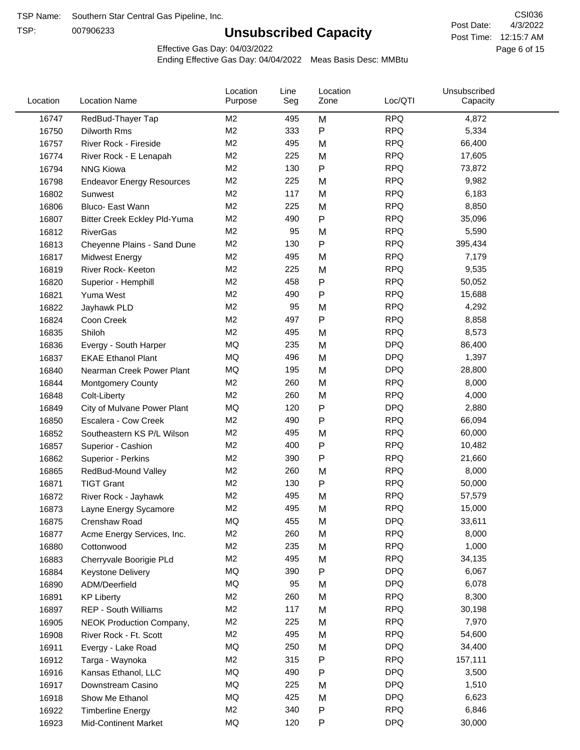TSP Name: Southern Star Central Gas Pipeline, Inc.

TSP: 007906233

# Unsubscribed Capacity

CSI036

Post Date: 4/3/2022

Post Time: 12:15:7 AM

Effective Gas Day: 04/03/2022

Ending Effective Gas Day: 04/04/2022 Meas Basis Desc: MMBtu

| Location | Location Name | Location Purpose | Line Seg | Location Zone | Loc/QTI | Unsubscribed Capacity |
|---|---|---|---|---|---|---|
| 16747 | RedBud-Thayer Tap | M2 | 495 | M | RPQ | 4,872 |
| 16750 | Dilworth Rms | M2 | 333 | P | RPQ | 5,334 |
| 16757 | River Rock - Fireside | M2 | 495 | M | RPQ | 66,400 |
| 16774 | River Rock - E Lenapah | M2 | 225 | M | RPQ | 17,605 |
| 16794 | NNG Kiowa | M2 | 130 | P | RPQ | 73,872 |
| 16798 | Endeavor Energy Resources | M2 | 225 | M | RPQ | 9,982 |
| 16802 | Sunwest | M2 | 117 | M | RPQ | 6,183 |
| 16806 | Bluco- East Wann | M2 | 225 | M | RPQ | 8,850 |
| 16807 | Bitter Creek Eckley Pld-Yuma | M2 | 490 | P | RPQ | 35,096 |
| 16812 | RiverGas | M2 | 95 | M | RPQ | 5,590 |
| 16813 | Cheyenne Plains - Sand Dune | M2 | 130 | P | RPQ | 395,434 |
| 16817 | Midwest Energy | M2 | 495 | M | RPQ | 7,179 |
| 16819 | River Rock- Keeton | M2 | 225 | M | RPQ | 9,535 |
| 16820 | Superior - Hemphill | M2 | 458 | P | RPQ | 50,052 |
| 16821 | Yuma West | M2 | 490 | P | RPQ | 15,688 |
| 16822 | Jayhawk PLD | M2 | 95 | M | RPQ | 4,292 |
| 16824 | Coon Creek | M2 | 497 | P | RPQ | 8,858 |
| 16835 | Shiloh | M2 | 495 | M | RPQ | 8,573 |
| 16836 | Evergy - South Harper | MQ | 235 | M | DPQ | 86,400 |
| 16837 | EKAE Ethanol Plant | MQ | 496 | M | DPQ | 1,397 |
| 16840 | Nearman Creek Power Plant | MQ | 195 | M | DPQ | 28,800 |
| 16844 | Montgomery County | M2 | 260 | M | RPQ | 8,000 |
| 16848 | Colt-Liberty | M2 | 260 | M | RPQ | 4,000 |
| 16849 | City of Mulvane Power Plant | MQ | 120 | P | DPQ | 2,880 |
| 16850 | Escalera - Cow Creek | M2 | 490 | P | RPQ | 66,094 |
| 16852 | Southeastern KS P/L Wilson | M2 | 495 | M | RPQ | 60,000 |
| 16857 | Superior - Cashion | M2 | 400 | P | RPQ | 10,482 |
| 16862 | Superior - Perkins | M2 | 390 | P | RPQ | 21,660 |
| 16865 | RedBud-Mound Valley | M2 | 260 | M | RPQ | 8,000 |
| 16871 | TIGT Grant | M2 | 130 | P | RPQ | 50,000 |
| 16872 | River Rock - Jayhawk | M2 | 495 | M | RPQ | 57,579 |
| 16873 | Layne Energy Sycamore | M2 | 495 | M | RPQ | 15,000 |
| 16875 | Crenshaw Road | MQ | 455 | M | DPQ | 33,611 |
| 16877 | Acme Energy Services, Inc. | M2 | 260 | M | RPQ | 8,000 |
| 16880 | Cottonwood | M2 | 235 | M | RPQ | 1,000 |
| 16883 | Cherryvale Boorigie PLd | M2 | 495 | M | RPQ | 34,135 |
| 16884 | Keystone Delivery | MQ | 390 | P | DPQ | 6,067 |
| 16890 | ADM/Deerfield | MQ | 95 | M | DPQ | 6,078 |
| 16891 | KP Liberty | M2 | 260 | M | RPQ | 8,300 |
| 16897 | REP - South Williams | M2 | 117 | M | RPQ | 30,198 |
| 16905 | NEOK Production Company, | M2 | 225 | M | RPQ | 7,970 |
| 16908 | River Rock - Ft. Scott | M2 | 495 | M | RPQ | 54,600 |
| 16911 | Evergy - Lake Road | MQ | 250 | M | DPQ | 34,400 |
| 16912 | Targa - Waynoka | M2 | 315 | P | RPQ | 157,111 |
| 16916 | Kansas Ethanol, LLC | MQ | 490 | P | DPQ | 3,500 |
| 16917 | Downstream Casino | MQ | 225 | M | DPQ | 1,510 |
| 16918 | Show Me Ethanol | MQ | 425 | M | DPQ | 6,623 |
| 16922 | Timberline Energy | M2 | 340 | P | RPQ | 6,846 |
| 16923 | Mid-Continent Market | MQ | 120 | P | DPQ | 30,000 |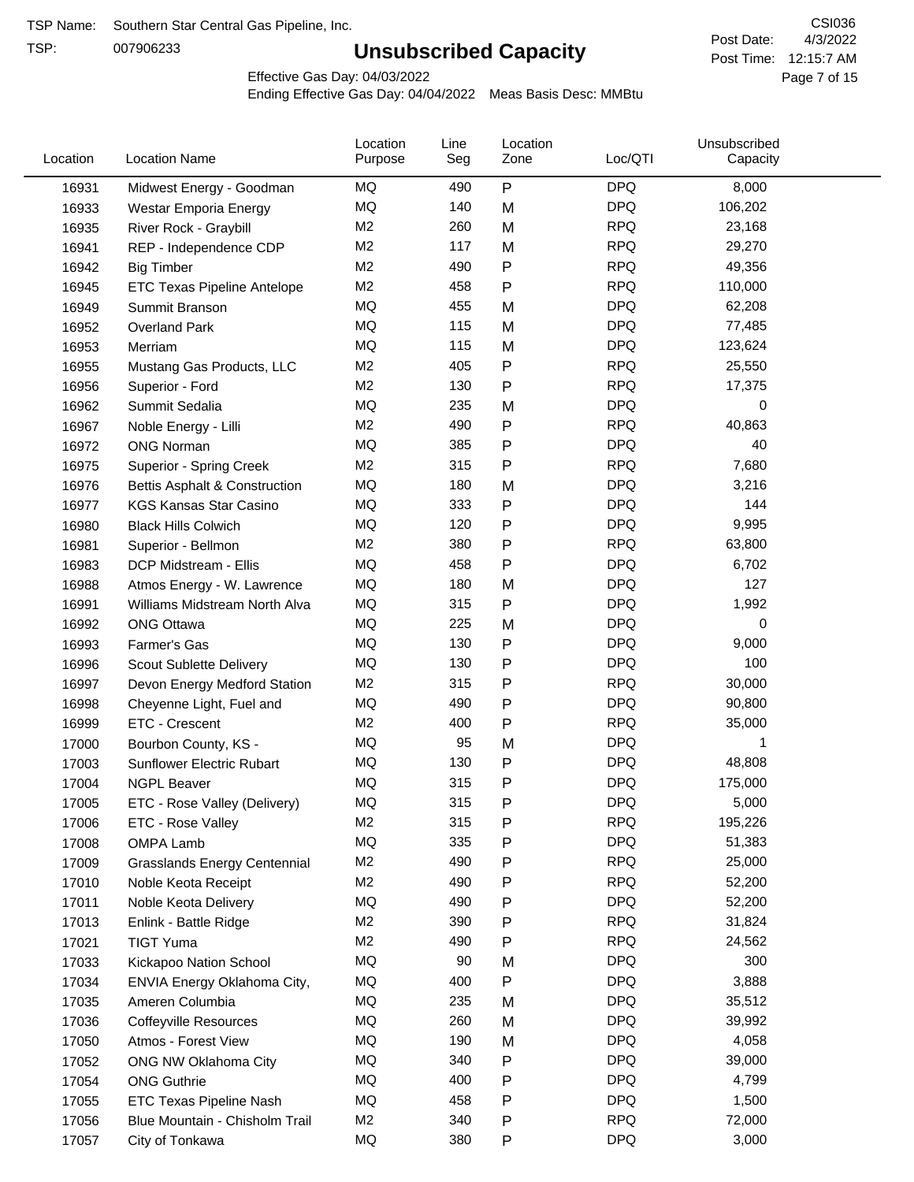TSP Name: Southern Star Central Gas Pipeline, Inc.

TSP: 007906233

# Unsubscribed Capacity

CSI036

Post Date: 4/3/2022

Post Time: 12:15:7 AM

Effective Gas Day: 04/03/2022

Ending Effective Gas Day: 04/04/2022 Meas Basis Desc: MMBtu

| Location | Location Name | Location Purpose | Line Seg | Location Zone | Loc/QTI | Unsubscribed Capacity |
|---|---|---|---|---|---|---|
| 16931 | Midwest Energy - Goodman | MQ | 490 | P | DPQ | 8,000 |
| 16933 | Westar Emporia Energy | MQ | 140 | M | DPQ | 106,202 |
| 16935 | River Rock - Graybill | M2 | 260 | M | RPQ | 23,168 |
| 16941 | REP - Independence CDP | M2 | 117 | M | RPQ | 29,270 |
| 16942 | Big Timber | M2 | 490 | P | RPQ | 49,356 |
| 16945 | ETC Texas Pipeline Antelope | M2 | 458 | P | RPQ | 110,000 |
| 16949 | Summit Branson | MQ | 455 | M | DPQ | 62,208 |
| 16952 | Overland Park | MQ | 115 | M | DPQ | 77,485 |
| 16953 | Merriam | MQ | 115 | M | DPQ | 123,624 |
| 16955 | Mustang Gas Products, LLC | M2 | 405 | P | RPQ | 25,550 |
| 16956 | Superior - Ford | M2 | 130 | P | RPQ | 17,375 |
| 16962 | Summit Sedalia | MQ | 235 | M | DPQ | 0 |
| 16967 | Noble Energy - Lilli | M2 | 490 | P | RPQ | 40,863 |
| 16972 | ONG Norman | MQ | 385 | P | DPQ | 40 |
| 16975 | Superior - Spring Creek | M2 | 315 | P | RPQ | 7,680 |
| 16976 | Bettis Asphalt & Construction | MQ | 180 | M | DPQ | 3,216 |
| 16977 | KGS Kansas Star Casino | MQ | 333 | P | DPQ | 144 |
| 16980 | Black Hills Colwich | MQ | 120 | P | DPQ | 9,995 |
| 16981 | Superior - Bellmon | M2 | 380 | P | RPQ | 63,800 |
| 16983 | DCP Midstream - Ellis | MQ | 458 | P | DPQ | 6,702 |
| 16988 | Atmos Energy - W. Lawrence | MQ | 180 | M | DPQ | 127 |
| 16991 | Williams Midstream North Alva | MQ | 315 | P | DPQ | 1,992 |
| 16992 | ONG Ottawa | MQ | 225 | M | DPQ | 0 |
| 16993 | Farmer's Gas | MQ | 130 | P | DPQ | 9,000 |
| 16996 | Scout Sublette Delivery | MQ | 130 | P | DPQ | 100 |
| 16997 | Devon Energy Medford Station | M2 | 315 | P | RPQ | 30,000 |
| 16998 | Cheyenne Light, Fuel and | MQ | 490 | P | DPQ | 90,800 |
| 16999 | ETC - Crescent | M2 | 400 | P | RPQ | 35,000 |
| 17000 | Bourbon County, KS - | MQ | 95 | M | DPQ | 1 |
| 17003 | Sunflower Electric Rubart | MQ | 130 | P | DPQ | 48,808 |
| 17004 | NGPL Beaver | MQ | 315 | P | DPQ | 175,000 |
| 17005 | ETC - Rose Valley (Delivery) | MQ | 315 | P | DPQ | 5,000 |
| 17006 | ETC - Rose Valley | M2 | 315 | P | RPQ | 195,226 |
| 17008 | OMPA Lamb | MQ | 335 | P | DPQ | 51,383 |
| 17009 | Grasslands Energy Centennial | M2 | 490 | P | RPQ | 25,000 |
| 17010 | Noble Keota Receipt | M2 | 490 | P | RPQ | 52,200 |
| 17011 | Noble Keota Delivery | MQ | 490 | P | DPQ | 52,200 |
| 17013 | Enlink - Battle Ridge | M2 | 390 | P | RPQ | 31,824 |
| 17021 | TIGT Yuma | M2 | 490 | P | RPQ | 24,562 |
| 17033 | Kickapoo Nation School | MQ | 90 | M | DPQ | 300 |
| 17034 | ENVIA Energy Oklahoma City, | MQ | 400 | P | DPQ | 3,888 |
| 17035 | Ameren Columbia | MQ | 235 | M | DPQ | 35,512 |
| 17036 | Coffeyville Resources | MQ | 260 | M | DPQ | 39,992 |
| 17050 | Atmos - Forest View | MQ | 190 | M | DPQ | 4,058 |
| 17052 | ONG NW Oklahoma City | MQ | 340 | P | DPQ | 39,000 |
| 17054 | ONG Guthrie | MQ | 400 | P | DPQ | 4,799 |
| 17055 | ETC Texas Pipeline Nash | MQ | 458 | P | DPQ | 1,500 |
| 17056 | Blue Mountain - Chisholm Trail | M2 | 340 | P | RPQ | 72,000 |
| 17057 | City of Tonkawa | MQ | 380 | P | DPQ | 3,000 |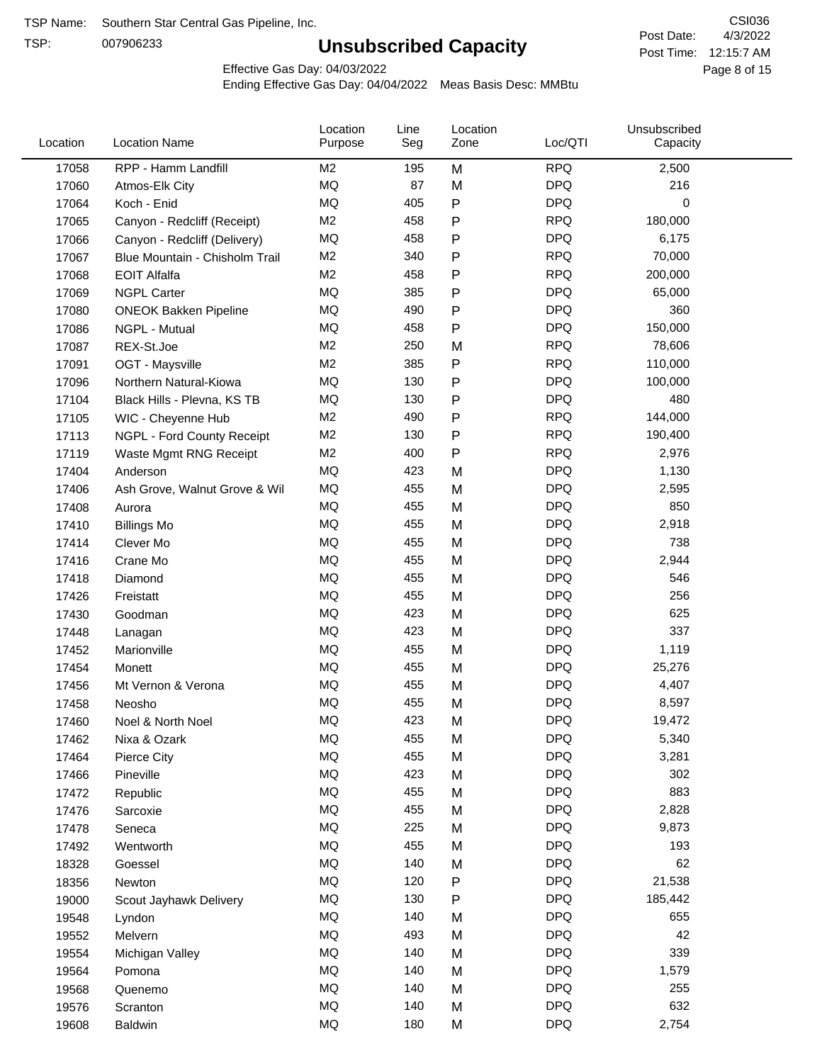TSP Name: Southern Star Central Gas Pipeline, Inc.

TSP: 007906233

# Unsubscribed Capacity

CSI036

Post Date: 4/3/2022

Post Time: 12:15:7 AM

Effective Gas Day: 04/03/2022

Ending Effective Gas Day: 04/04/2022 Meas Basis Desc: MMBtu

| Location | Location Name | Location Purpose | Line Seg | Location Zone | Loc/QTI | Unsubscribed Capacity |
|---|---|---|---|---|---|---|
| 17058 | RPP - Hamm Landfill | M2 | 195 | M | RPQ | 2,500 |
| 17060 | Atmos-Elk City | MQ | 87 | M | DPQ | 216 |
| 17064 | Koch - Enid | MQ | 405 | P | DPQ | 0 |
| 17065 | Canyon - Redcliff (Receipt) | M2 | 458 | P | RPQ | 180,000 |
| 17066 | Canyon - Redcliff (Delivery) | MQ | 458 | P | DPQ | 6,175 |
| 17067 | Blue Mountain - Chisholm Trail | M2 | 340 | P | RPQ | 70,000 |
| 17068 | EOIT Alfalfa | M2 | 458 | P | RPQ | 200,000 |
| 17069 | NGPL Carter | MQ | 385 | P | DPQ | 65,000 |
| 17080 | ONEOK Bakken Pipeline | MQ | 490 | P | DPQ | 360 |
| 17086 | NGPL - Mutual | MQ | 458 | P | DPQ | 150,000 |
| 17087 | REX-St.Joe | M2 | 250 | M | RPQ | 78,606 |
| 17091 | OGT - Maysville | M2 | 385 | P | RPQ | 110,000 |
| 17096 | Northern Natural-Kiowa | MQ | 130 | P | DPQ | 100,000 |
| 17104 | Black Hills - Plevna, KS TB | MQ | 130 | P | DPQ | 480 |
| 17105 | WIC - Cheyenne Hub | M2 | 490 | P | RPQ | 144,000 |
| 17113 | NGPL - Ford County Receipt | M2 | 130 | P | RPQ | 190,400 |
| 17119 | Waste Mgmt RNG Receipt | M2 | 400 | P | RPQ | 2,976 |
| 17404 | Anderson | MQ | 423 | M | DPQ | 1,130 |
| 17406 | Ash Grove, Walnut Grove & Wil | MQ | 455 | M | DPQ | 2,595 |
| 17408 | Aurora | MQ | 455 | M | DPQ | 850 |
| 17410 | Billings Mo | MQ | 455 | M | DPQ | 2,918 |
| 17414 | Clever Mo | MQ | 455 | M | DPQ | 738 |
| 17416 | Crane Mo | MQ | 455 | M | DPQ | 2,944 |
| 17418 | Diamond | MQ | 455 | M | DPQ | 546 |
| 17426 | Freistatt | MQ | 455 | M | DPQ | 256 |
| 17430 | Goodman | MQ | 423 | M | DPQ | 625 |
| 17448 | Lanagan | MQ | 423 | M | DPQ | 337 |
| 17452 | Marionville | MQ | 455 | M | DPQ | 1,119 |
| 17454 | Monett | MQ | 455 | M | DPQ | 25,276 |
| 17456 | Mt Vernon & Verona | MQ | 455 | M | DPQ | 4,407 |
| 17458 | Neosho | MQ | 455 | M | DPQ | 8,597 |
| 17460 | Noel & North Noel | MQ | 423 | M | DPQ | 19,472 |
| 17462 | Nixa & Ozark | MQ | 455 | M | DPQ | 5,340 |
| 17464 | Pierce City | MQ | 455 | M | DPQ | 3,281 |
| 17466 | Pineville | MQ | 423 | M | DPQ | 302 |
| 17472 | Republic | MQ | 455 | M | DPQ | 883 |
| 17476 | Sarcoxie | MQ | 455 | M | DPQ | 2,828 |
| 17478 | Seneca | MQ | 225 | M | DPQ | 9,873 |
| 17492 | Wentworth | MQ | 455 | M | DPQ | 193 |
| 18328 | Goessel | MQ | 140 | M | DPQ | 62 |
| 18356 | Newton | MQ | 120 | P | DPQ | 21,538 |
| 19000 | Scout Jayhawk Delivery | MQ | 130 | P | DPQ | 185,442 |
| 19548 | Lyndon | MQ | 140 | M | DPQ | 655 |
| 19552 | Melvern | MQ | 493 | M | DPQ | 42 |
| 19554 | Michigan Valley | MQ | 140 | M | DPQ | 339 |
| 19564 | Pomona | MQ | 140 | M | DPQ | 1,579 |
| 19568 | Quenemo | MQ | 140 | M | DPQ | 255 |
| 19576 | Scranton | MQ | 140 | M | DPQ | 632 |
| 19608 | Baldwin | MQ | 180 | M | DPQ | 2,754 |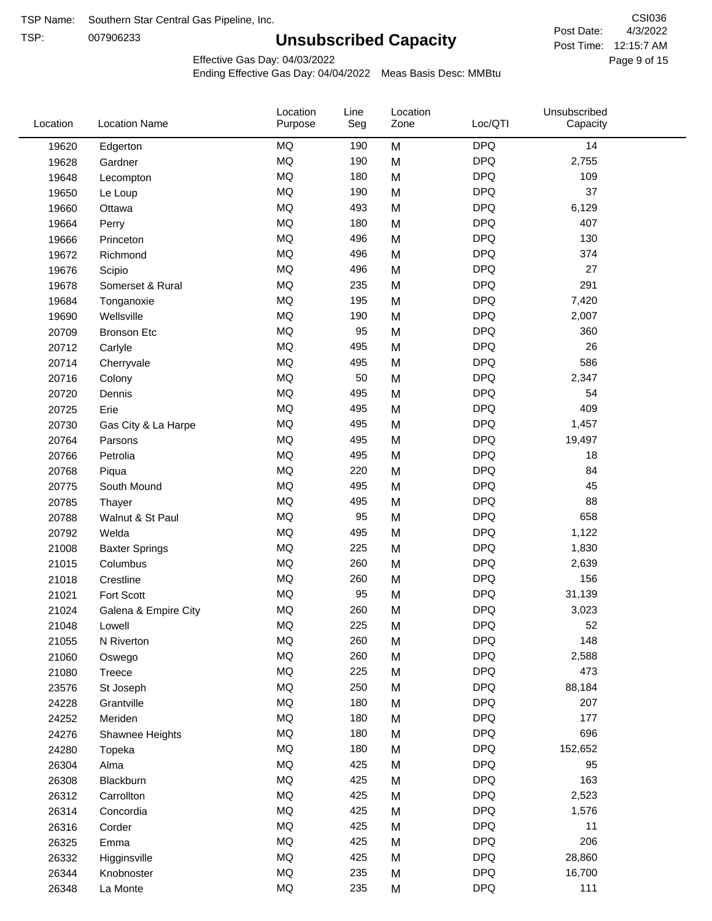TSP Name: Southern Star Central Gas Pipeline, Inc.

TSP: 007906233

# Unsubscribed Capacity

CSI036

Post Date: 4/3/2022

Post Time: 12:15:7 AM

Effective Gas Day: 04/03/2022

Ending Effective Gas Day: 04/04/2022 Meas Basis Desc: MMBtu

| Location | Location Name | Location Purpose | Line Seg | Location Zone | Loc/QTI | Unsubscribed Capacity |
|---|---|---|---|---|---|---|
| 19620 | Edgerton | MQ | 190 | M | DPQ | 14 |
| 19628 | Gardner | MQ | 190 | M | DPQ | 2,755 |
| 19648 | Lecompton | MQ | 180 | M | DPQ | 109 |
| 19650 | Le Loup | MQ | 190 | M | DPQ | 37 |
| 19660 | Ottawa | MQ | 493 | M | DPQ | 6,129 |
| 19664 | Perry | MQ | 180 | M | DPQ | 407 |
| 19666 | Princeton | MQ | 496 | M | DPQ | 130 |
| 19672 | Richmond | MQ | 496 | M | DPQ | 374 |
| 19676 | Scipio | MQ | 496 | M | DPQ | 27 |
| 19678 | Somerset & Rural | MQ | 235 | M | DPQ | 291 |
| 19684 | Tonganoxie | MQ | 195 | M | DPQ | 7,420 |
| 19690 | Wellsville | MQ | 190 | M | DPQ | 2,007 |
| 20709 | Bronson Etc | MQ | 95 | M | DPQ | 360 |
| 20712 | Carlyle | MQ | 495 | M | DPQ | 26 |
| 20714 | Cherryvale | MQ | 495 | M | DPQ | 586 |
| 20716 | Colony | MQ | 50 | M | DPQ | 2,347 |
| 20720 | Dennis | MQ | 495 | M | DPQ | 54 |
| 20725 | Erie | MQ | 495 | M | DPQ | 409 |
| 20730 | Gas City & La Harpe | MQ | 495 | M | DPQ | 1,457 |
| 20764 | Parsons | MQ | 495 | M | DPQ | 19,497 |
| 20766 | Petrolia | MQ | 495 | M | DPQ | 18 |
| 20768 | Piqua | MQ | 220 | M | DPQ | 84 |
| 20775 | South Mound | MQ | 495 | M | DPQ | 45 |
| 20785 | Thayer | MQ | 495 | M | DPQ | 88 |
| 20788 | Walnut & St Paul | MQ | 95 | M | DPQ | 658 |
| 20792 | Welda | MQ | 495 | M | DPQ | 1,122 |
| 21008 | Baxter Springs | MQ | 225 | M | DPQ | 1,830 |
| 21015 | Columbus | MQ | 260 | M | DPQ | 2,639 |
| 21018 | Crestline | MQ | 260 | M | DPQ | 156 |
| 21021 | Fort Scott | MQ | 95 | M | DPQ | 31,139 |
| 21024 | Galena & Empire City | MQ | 260 | M | DPQ | 3,023 |
| 21048 | Lowell | MQ | 225 | M | DPQ | 52 |
| 21055 | N Riverton | MQ | 260 | M | DPQ | 148 |
| 21060 | Oswego | MQ | 260 | M | DPQ | 2,588 |
| 21080 | Treece | MQ | 225 | M | DPQ | 473 |
| 23576 | St Joseph | MQ | 250 | M | DPQ | 88,184 |
| 24228 | Grantville | MQ | 180 | M | DPQ | 207 |
| 24252 | Meriden | MQ | 180 | M | DPQ | 177 |
| 24276 | Shawnee Heights | MQ | 180 | M | DPQ | 696 |
| 24280 | Topeka | MQ | 180 | M | DPQ | 152,652 |
| 26304 | Alma | MQ | 425 | M | DPQ | 95 |
| 26308 | Blackburn | MQ | 425 | M | DPQ | 163 |
| 26312 | Carrollton | MQ | 425 | M | DPQ | 2,523 |
| 26314 | Concordia | MQ | 425 | M | DPQ | 1,576 |
| 26316 | Corder | MQ | 425 | M | DPQ | 11 |
| 26325 | Emma | MQ | 425 | M | DPQ | 206 |
| 26332 | Higginsville | MQ | 425 | M | DPQ | 28,860 |
| 26344 | Knobnoster | MQ | 235 | M | DPQ | 16,700 |
| 26348 | La Monte | MQ | 235 | M | DPQ | 111 |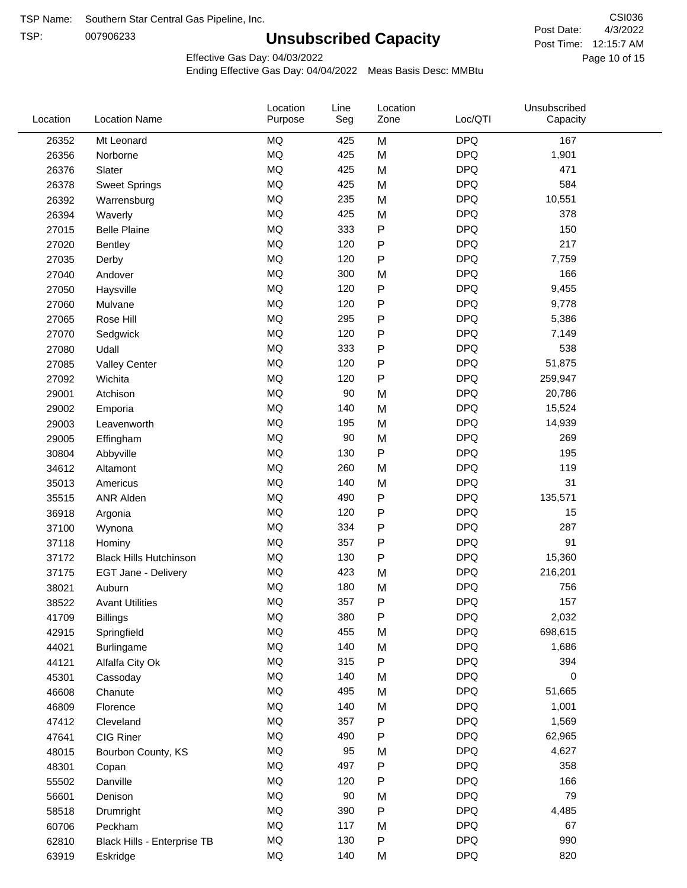TSP Name: Southern Star Central Gas Pipeline, Inc.

TSP: 007906233

# Unsubscribed Capacity

CSI036

Post Date: 4/3/2022

Post Time: 12:15:7 AM

Effective Gas Day: 04/03/2022

Ending Effective Gas Day: 04/04/2022 Meas Basis Desc: MMBtu

| Location | Location Name | Location Purpose | Line Seg | Location Zone | Loc/QTI | Unsubscribed Capacity |
|---|---|---|---|---|---|---|
| 26352 | Mt Leonard | MQ | 425 | M | DPQ | 167 |
| 26356 | Norborne | MQ | 425 | M | DPQ | 1,901 |
| 26376 | Slater | MQ | 425 | M | DPQ | 471 |
| 26378 | Sweet Springs | MQ | 425 | M | DPQ | 584 |
| 26392 | Warrensburg | MQ | 235 | M | DPQ | 10,551 |
| 26394 | Waverly | MQ | 425 | M | DPQ | 378 |
| 27015 | Belle Plaine | MQ | 333 | P | DPQ | 150 |
| 27020 | Bentley | MQ | 120 | P | DPQ | 217 |
| 27035 | Derby | MQ | 120 | P | DPQ | 7,759 |
| 27040 | Andover | MQ | 300 | M | DPQ | 166 |
| 27050 | Haysville | MQ | 120 | P | DPQ | 9,455 |
| 27060 | Mulvane | MQ | 120 | P | DPQ | 9,778 |
| 27065 | Rose Hill | MQ | 295 | P | DPQ | 5,386 |
| 27070 | Sedgwick | MQ | 120 | P | DPQ | 7,149 |
| 27080 | Udall | MQ | 333 | P | DPQ | 538 |
| 27085 | Valley Center | MQ | 120 | P | DPQ | 51,875 |
| 27092 | Wichita | MQ | 120 | P | DPQ | 259,947 |
| 29001 | Atchison | MQ | 90 | M | DPQ | 20,786 |
| 29002 | Emporia | MQ | 140 | M | DPQ | 15,524 |
| 29003 | Leavenworth | MQ | 195 | M | DPQ | 14,939 |
| 29005 | Effingham | MQ | 90 | M | DPQ | 269 |
| 30804 | Abbyville | MQ | 130 | P | DPQ | 195 |
| 34612 | Altamont | MQ | 260 | M | DPQ | 119 |
| 35013 | Americus | MQ | 140 | M | DPQ | 31 |
| 35515 | ANR Alden | MQ | 490 | P | DPQ | 135,571 |
| 36918 | Argonia | MQ | 120 | P | DPQ | 15 |
| 37100 | Wynona | MQ | 334 | P | DPQ | 287 |
| 37118 | Hominy | MQ | 357 | P | DPQ | 91 |
| 37172 | Black Hills Hutchinson | MQ | 130 | P | DPQ | 15,360 |
| 37175 | EGT Jane - Delivery | MQ | 423 | M | DPQ | 216,201 |
| 38021 | Auburn | MQ | 180 | M | DPQ | 756 |
| 38522 | Avant Utilities | MQ | 357 | P | DPQ | 157 |
| 41709 | Billings | MQ | 380 | P | DPQ | 2,032 |
| 42915 | Springfield | MQ | 455 | M | DPQ | 698,615 |
| 44021 | Burlingame | MQ | 140 | M | DPQ | 1,686 |
| 44121 | Alfalfa City Ok | MQ | 315 | P | DPQ | 394 |
| 45301 | Cassoday | MQ | 140 | M | DPQ | 0 |
| 46608 | Chanute | MQ | 495 | M | DPQ | 51,665 |
| 46809 | Florence | MQ | 140 | M | DPQ | 1,001 |
| 47412 | Cleveland | MQ | 357 | P | DPQ | 1,569 |
| 47641 | CIG Riner | MQ | 490 | P | DPQ | 62,965 |
| 48015 | Bourbon County, KS | MQ | 95 | M | DPQ | 4,627 |
| 48301 | Copan | MQ | 497 | P | DPQ | 358 |
| 55502 | Danville | MQ | 120 | P | DPQ | 166 |
| 56601 | Denison | MQ | 90 | M | DPQ | 79 |
| 58518 | Drumright | MQ | 390 | P | DPQ | 4,485 |
| 60706 | Peckham | MQ | 117 | M | DPQ | 67 |
| 62810 | Black Hills - Enterprise TB | MQ | 130 | P | DPQ | 990 |
| 63919 | Eskridge | MQ | 140 | M | DPQ | 820 |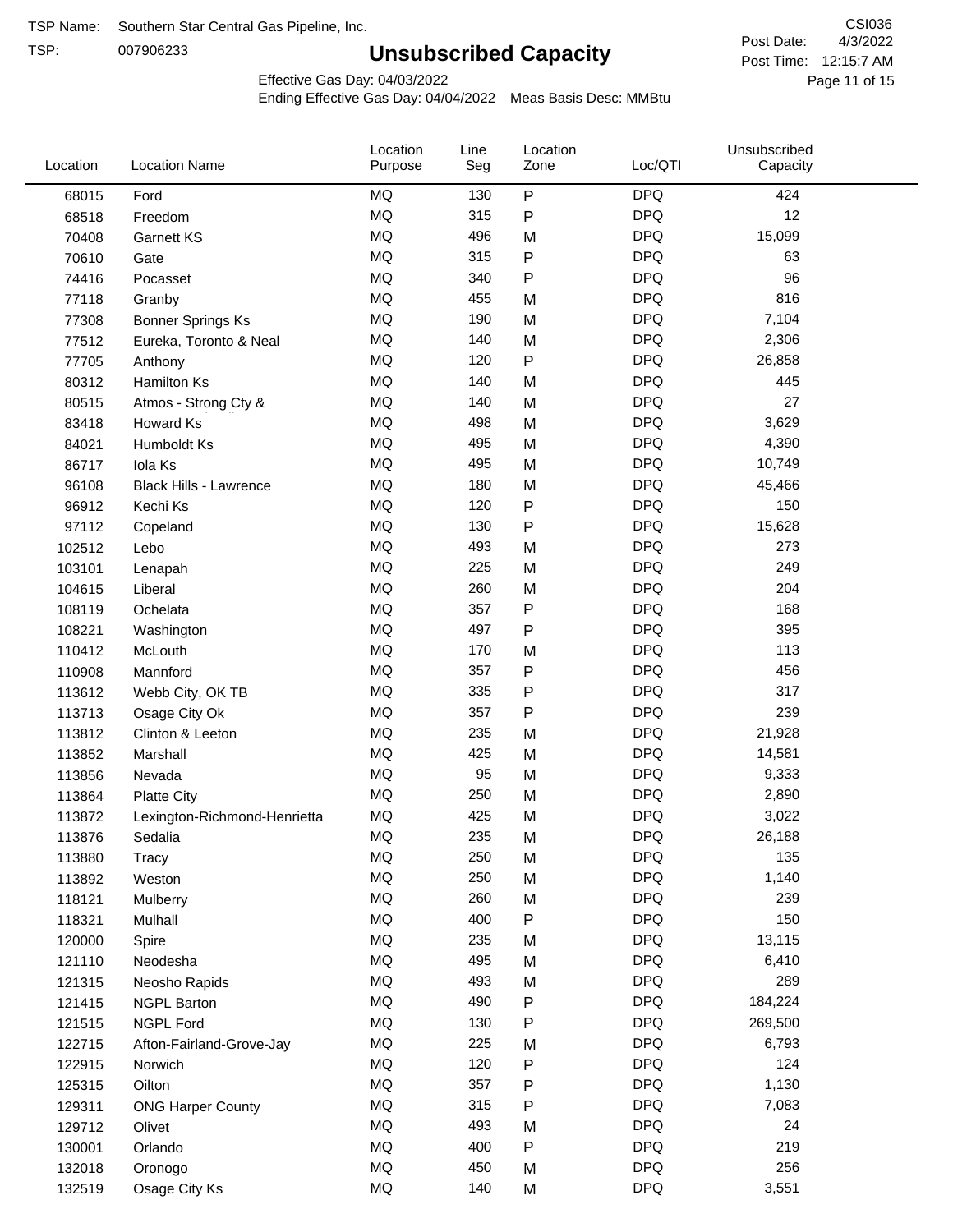TSP Name: Southern Star Central Gas Pipeline, Inc.

TSP: 007906233

# Unsubscribed Capacity

CSI036

Post Date: 4/3/2022

Post Time: 12:15:7 AM

Effective Gas Day: 04/03/2022

Ending Effective Gas Day: 04/04/2022 Meas Basis Desc: MMBtu

| Location | Location Name | Location Purpose | Line Seg | Location Zone | Loc/QTI | Unsubscribed Capacity |
|---|---|---|---|---|---|---|
| 68015 | Ford | MQ | 130 | P | DPQ | 424 |
| 68518 | Freedom | MQ | 315 | P | DPQ | 12 |
| 70408 | Garnett KS | MQ | 496 | M | DPQ | 15,099 |
| 70610 | Gate | MQ | 315 | P | DPQ | 63 |
| 74416 | Pocasset | MQ | 340 | P | DPQ | 96 |
| 77118 | Granby | MQ | 455 | M | DPQ | 816 |
| 77308 | Bonner Springs Ks | MQ | 190 | M | DPQ | 7,104 |
| 77512 | Eureka, Toronto & Neal | MQ | 140 | M | DPQ | 2,306 |
| 77705 | Anthony | MQ | 120 | P | DPQ | 26,858 |
| 80312 | Hamilton Ks | MQ | 140 | M | DPQ | 445 |
| 80515 | Atmos - Strong Cty & | MQ | 140 | M | DPQ | 27 |
| 83418 | Howard Ks | MQ | 498 | M | DPQ | 3,629 |
| 84021 | Humboldt Ks | MQ | 495 | M | DPQ | 4,390 |
| 86717 | Iola Ks | MQ | 495 | M | DPQ | 10,749 |
| 96108 | Black Hills - Lawrence | MQ | 180 | M | DPQ | 45,466 |
| 96912 | Kechi Ks | MQ | 120 | P | DPQ | 150 |
| 97112 | Copeland | MQ | 130 | P | DPQ | 15,628 |
| 102512 | Lebo | MQ | 493 | M | DPQ | 273 |
| 103101 | Lenapah | MQ | 225 | M | DPQ | 249 |
| 104615 | Liberal | MQ | 260 | M | DPQ | 204 |
| 108119 | Ochelata | MQ | 357 | P | DPQ | 168 |
| 108221 | Washington | MQ | 497 | P | DPQ | 395 |
| 110412 | McLouth | MQ | 170 | M | DPQ | 113 |
| 110908 | Mannford | MQ | 357 | P | DPQ | 456 |
| 113612 | Webb City, OK TB | MQ | 335 | P | DPQ | 317 |
| 113713 | Osage City Ok | MQ | 357 | P | DPQ | 239 |
| 113812 | Clinton & Leeton | MQ | 235 | M | DPQ | 21,928 |
| 113852 | Marshall | MQ | 425 | M | DPQ | 14,581 |
| 113856 | Nevada | MQ | 95 | M | DPQ | 9,333 |
| 113864 | Platte City | MQ | 250 | M | DPQ | 2,890 |
| 113872 | Lexington-Richmond-Henrietta | MQ | 425 | M | DPQ | 3,022 |
| 113876 | Sedalia | MQ | 235 | M | DPQ | 26,188 |
| 113880 | Tracy | MQ | 250 | M | DPQ | 135 |
| 113892 | Weston | MQ | 250 | M | DPQ | 1,140 |
| 118121 | Mulberry | MQ | 260 | M | DPQ | 239 |
| 118321 | Mulhall | MQ | 400 | P | DPQ | 150 |
| 120000 | Spire | MQ | 235 | M | DPQ | 13,115 |
| 121110 | Neodesha | MQ | 495 | M | DPQ | 6,410 |
| 121315 | Neosho Rapids | MQ | 493 | M | DPQ | 289 |
| 121415 | NGPL Barton | MQ | 490 | P | DPQ | 184,224 |
| 121515 | NGPL Ford | MQ | 130 | P | DPQ | 269,500 |
| 122715 | Afton-Fairland-Grove-Jay | MQ | 225 | M | DPQ | 6,793 |
| 122915 | Norwich | MQ | 120 | P | DPQ | 124 |
| 125315 | Oilton | MQ | 357 | P | DPQ | 1,130 |
| 129311 | ONG Harper County | MQ | 315 | P | DPQ | 7,083 |
| 129712 | Olivet | MQ | 493 | M | DPQ | 24 |
| 130001 | Orlando | MQ | 400 | P | DPQ | 219 |
| 132018 | Oronogo | MQ | 450 | M | DPQ | 256 |
| 132519 | Osage City Ks | MQ | 140 | M | DPQ | 3,551 |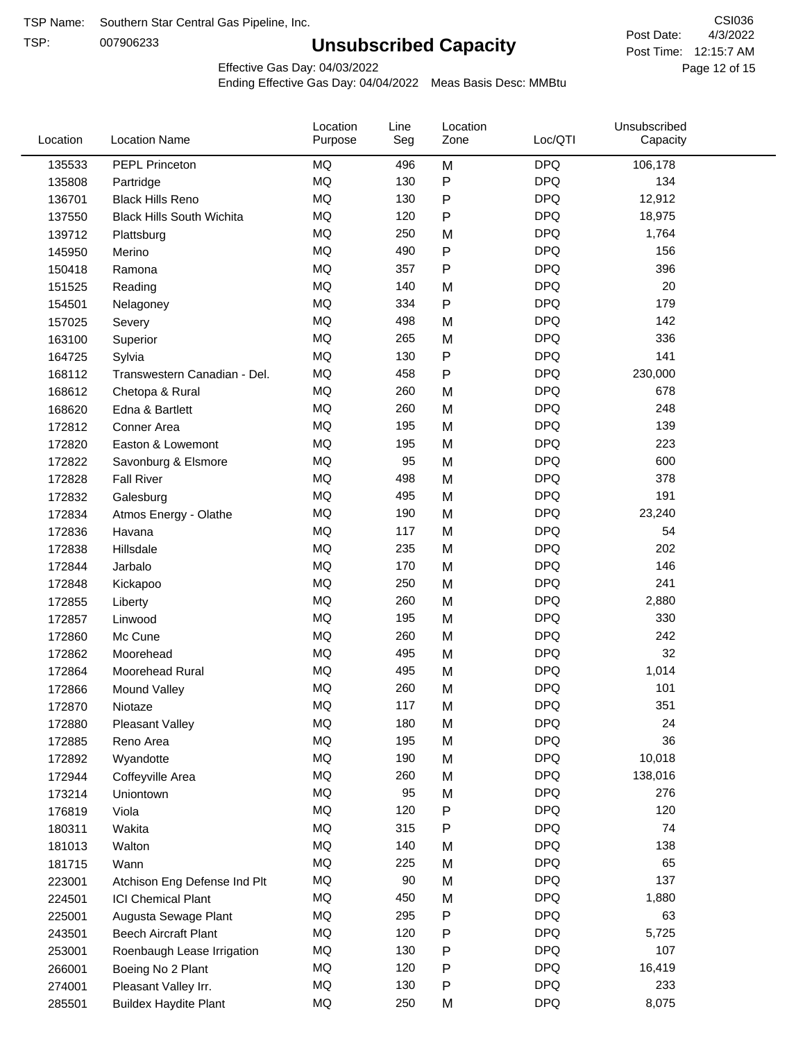TSP Name: Southern Star Central Gas Pipeline, Inc.

TSP: 007906233

# Unsubscribed Capacity

CSI036

Post Date: 4/3/2022

Post Time: 12:15:7 AM

Effective Gas Day: 04/03/2022

Ending Effective Gas Day: 04/04/2022 Meas Basis Desc: MMBtu

| Location | Location Name | Location Purpose | Line Seg | Location Zone | Loc/QTI | Unsubscribed Capacity |
|---|---|---|---|---|---|---|
| 135533 | PEPL Princeton | MQ | 496 | M | DPQ | 106,178 |
| 135808 | Partridge | MQ | 130 | P | DPQ | 134 |
| 136701 | Black Hills Reno | MQ | 130 | P | DPQ | 12,912 |
| 137550 | Black Hills South Wichita | MQ | 120 | P | DPQ | 18,975 |
| 139712 | Plattsburg | MQ | 250 | M | DPQ | 1,764 |
| 145950 | Merino | MQ | 490 | P | DPQ | 156 |
| 150418 | Ramona | MQ | 357 | P | DPQ | 396 |
| 151525 | Reading | MQ | 140 | M | DPQ | 20 |
| 154501 | Nelagoney | MQ | 334 | P | DPQ | 179 |
| 157025 | Severy | MQ | 498 | M | DPQ | 142 |
| 163100 | Superior | MQ | 265 | M | DPQ | 336 |
| 164725 | Sylvia | MQ | 130 | P | DPQ | 141 |
| 168112 | Transwestern Canadian - Del. | MQ | 458 | P | DPQ | 230,000 |
| 168612 | Chetopa & Rural | MQ | 260 | M | DPQ | 678 |
| 168620 | Edna & Bartlett | MQ | 260 | M | DPQ | 248 |
| 172812 | Conner Area | MQ | 195 | M | DPQ | 139 |
| 172820 | Easton & Lowemont | MQ | 195 | M | DPQ | 223 |
| 172822 | Savonburg & Elsmore | MQ | 95 | M | DPQ | 600 |
| 172828 | Fall River | MQ | 498 | M | DPQ | 378 |
| 172832 | Galesburg | MQ | 495 | M | DPQ | 191 |
| 172834 | Atmos Energy - Olathe | MQ | 190 | M | DPQ | 23,240 |
| 172836 | Havana | MQ | 117 | M | DPQ | 54 |
| 172838 | Hillsdale | MQ | 235 | M | DPQ | 202 |
| 172844 | Jarbalo | MQ | 170 | M | DPQ | 146 |
| 172848 | Kickapoo | MQ | 250 | M | DPQ | 241 |
| 172855 | Liberty | MQ | 260 | M | DPQ | 2,880 |
| 172857 | Linwood | MQ | 195 | M | DPQ | 330 |
| 172860 | Mc Cune | MQ | 260 | M | DPQ | 242 |
| 172862 | Moorehead | MQ | 495 | M | DPQ | 32 |
| 172864 | Moorehead Rural | MQ | 495 | M | DPQ | 1,014 |
| 172866 | Mound Valley | MQ | 260 | M | DPQ | 101 |
| 172870 | Niotaze | MQ | 117 | M | DPQ | 351 |
| 172880 | Pleasant Valley | MQ | 180 | M | DPQ | 24 |
| 172885 | Reno Area | MQ | 195 | M | DPQ | 36 |
| 172892 | Wyandotte | MQ | 190 | M | DPQ | 10,018 |
| 172944 | Coffeyville Area | MQ | 260 | M | DPQ | 138,016 |
| 173214 | Uniontown | MQ | 95 | M | DPQ | 276 |
| 176819 | Viola | MQ | 120 | P | DPQ | 120 |
| 180311 | Wakita | MQ | 315 | P | DPQ | 74 |
| 181013 | Walton | MQ | 140 | M | DPQ | 138 |
| 181715 | Wann | MQ | 225 | M | DPQ | 65 |
| 223001 | Atchison Eng Defense Ind Plt | MQ | 90 | M | DPQ | 137 |
| 224501 | ICI Chemical Plant | MQ | 450 | M | DPQ | 1,880 |
| 225001 | Augusta Sewage Plant | MQ | 295 | P | DPQ | 63 |
| 243501 | Beech Aircraft Plant | MQ | 120 | P | DPQ | 5,725 |
| 253001 | Roenbaugh Lease Irrigation | MQ | 130 | P | DPQ | 107 |
| 266001 | Boeing No 2 Plant | MQ | 120 | P | DPQ | 16,419 |
| 274001 | Pleasant Valley Irr. | MQ | 130 | P | DPQ | 233 |
| 285501 | Buildex Haydite Plant | MQ | 250 | M | DPQ | 8,075 |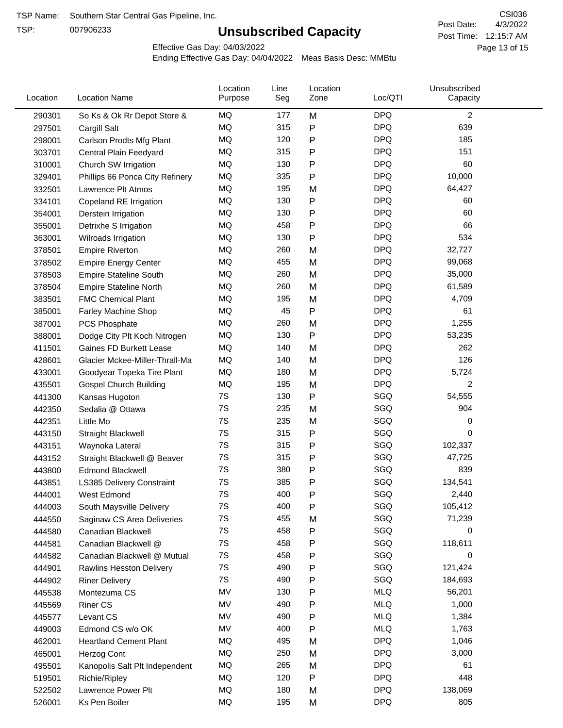TSP Name: Southern Star Central Gas Pipeline, Inc.

TSP: 007906233

# Unsubscribed Capacity

CSI036

Post Date: 4/3/2022

Post Time: 12:15:7 AM

Effective Gas Day: 04/03/2022

Ending Effective Gas Day: 04/04/2022 Meas Basis Desc: MMBtu

| Location | Location Name | Location Purpose | Line Seg | Location Zone | Loc/QTI | Unsubscribed Capacity |
|---|---|---|---|---|---|---|
| 290301 | So Ks & Ok Rr Depot Store & | MQ | 177 | M | DPQ | 2 |
| 297501 | Cargill Salt | MQ | 315 | P | DPQ | 639 |
| 298001 | Carlson Prodts Mfg Plant | MQ | 120 | P | DPQ | 185 |
| 303701 | Central Plain Feedyard | MQ | 315 | P | DPQ | 151 |
| 310001 | Church SW Irrigation | MQ | 130 | P | DPQ | 60 |
| 329401 | Phillips 66 Ponca City Refinery | MQ | 335 | P | DPQ | 10,000 |
| 332501 | Lawrence Plt Atmos | MQ | 195 | M | DPQ | 64,427 |
| 334101 | Copeland RE Irrigation | MQ | 130 | P | DPQ | 60 |
| 354001 | Derstein Irrigation | MQ | 130 | P | DPQ | 60 |
| 355001 | Detrixhe S Irrigation | MQ | 458 | P | DPQ | 66 |
| 363001 | Wilroads Irrigation | MQ | 130 | P | DPQ | 534 |
| 378501 | Empire Riverton | MQ | 260 | M | DPQ | 32,727 |
| 378502 | Empire Energy Center | MQ | 455 | M | DPQ | 99,068 |
| 378503 | Empire Stateline South | MQ | 260 | M | DPQ | 35,000 |
| 378504 | Empire Stateline North | MQ | 260 | M | DPQ | 61,589 |
| 383501 | FMC Chemical Plant | MQ | 195 | M | DPQ | 4,709 |
| 385001 | Farley Machine Shop | MQ | 45 | P | DPQ | 61 |
| 387001 | PCS Phosphate | MQ | 260 | M | DPQ | 1,255 |
| 388001 | Dodge City Plt Koch Nitrogen | MQ | 130 | P | DPQ | 53,235 |
| 411501 | Gaines FD Burkett Lease | MQ | 140 | M | DPQ | 262 |
| 428601 | Glacier Mckee-Miller-Thrall-Ma | MQ | 140 | M | DPQ | 126 |
| 433001 | Goodyear Topeka Tire Plant | MQ | 180 | M | DPQ | 5,724 |
| 435501 | Gospel Church Building | MQ | 195 | M | DPQ | 2 |
| 441300 | Kansas Hugoton | 7S | 130 | P | SGQ | 54,555 |
| 442350 | Sedalia @ Ottawa | 7S | 235 | M | SGQ | 904 |
| 442351 | Little Mo | 7S | 235 | M | SGQ | 0 |
| 443150 | Straight Blackwell | 7S | 315 | P | SGQ | 0 |
| 443151 | Waynoka Lateral | 7S | 315 | P | SGQ | 102,337 |
| 443152 | Straight Blackwell @ Beaver | 7S | 315 | P | SGQ | 47,725 |
| 443800 | Edmond Blackwell | 7S | 380 | P | SGQ | 839 |
| 443851 | LS385 Delivery Constraint | 7S | 385 | P | SGQ | 134,541 |
| 444001 | West Edmond | 7S | 400 | P | SGQ | 2,440 |
| 444003 | South Maysville Delivery | 7S | 400 | P | SGQ | 105,412 |
| 444550 | Saginaw CS Area Deliveries | 7S | 455 | M | SGQ | 71,239 |
| 444580 | Canadian Blackwell | 7S | 458 | P | SGQ | 0 |
| 444581 | Canadian Blackwell @ | 7S | 458 | P | SGQ | 118,611 |
| 444582 | Canadian Blackwell @ Mutual | 7S | 458 | P | SGQ | 0 |
| 444901 | Rawlins Hesston Delivery | 7S | 490 | P | SGQ | 121,424 |
| 444902 | Riner Delivery | 7S | 490 | P | SGQ | 184,693 |
| 445538 | Montezuma CS | MV | 130 | P | MLQ | 56,201 |
| 445569 | Riner CS | MV | 490 | P | MLQ | 1,000 |
| 445577 | Levant CS | MV | 490 | P | MLQ | 1,384 |
| 449003 | Edmond CS w/o OK | MV | 400 | P | MLQ | 1,763 |
| 462001 | Heartland Cement Plant | MQ | 495 | M | DPQ | 1,046 |
| 465001 | Herzog Cont | MQ | 250 | M | DPQ | 3,000 |
| 495501 | Kanopolis Salt Plt Independent | MQ | 265 | M | DPQ | 61 |
| 519501 | Richie/Ripley | MQ | 120 | P | DPQ | 448 |
| 522502 | Lawrence Power Plt | MQ | 180 | M | DPQ | 138,069 |
| 526001 | Ks Pen Boiler | MQ | 195 | M | DPQ | 805 |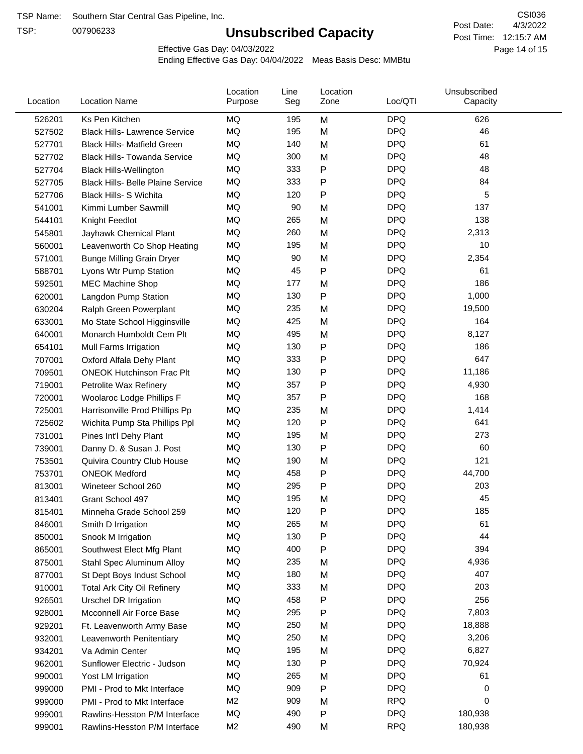TSP Name: Southern Star Central Gas Pipeline, Inc.

TSP: 007906233

# Unsubscribed Capacity

CSI036

Post Date: 4/3/2022

Post Time: 12:15:7 AM

Effective Gas Day: 04/03/2022

Ending Effective Gas Day: 04/04/2022 Meas Basis Desc: MMBtu

| Location | Location Name | Location Purpose | Line Seg | Location Zone | Loc/QTI | Unsubscribed Capacity |
|---|---|---|---|---|---|---|
| 526201 | Ks Pen Kitchen | MQ | 195 | M | DPQ | 626 |
| 527502 | Black Hills- Lawrence Service | MQ | 195 | M | DPQ | 46 |
| 527701 | Black Hills- Matfield Green | MQ | 140 | M | DPQ | 61 |
| 527702 | Black Hills- Towanda Service | MQ | 300 | M | DPQ | 48 |
| 527704 | Black Hills-Wellington | MQ | 333 | P | DPQ | 48 |
| 527705 | Black Hills- Belle Plaine Service | MQ | 333 | P | DPQ | 84 |
| 527706 | Black Hills- S Wichita | MQ | 120 | P | DPQ | 5 |
| 541001 | Kimmi Lumber Sawmill | MQ | 90 | M | DPQ | 137 |
| 544101 | Knight Feedlot | MQ | 265 | M | DPQ | 138 |
| 545801 | Jayhawk Chemical Plant | MQ | 260 | M | DPQ | 2,313 |
| 560001 | Leavenworth Co Shop Heating | MQ | 195 | M | DPQ | 10 |
| 571001 | Bunge Milling Grain Dryer | MQ | 90 | M | DPQ | 2,354 |
| 588701 | Lyons Wtr Pump Station | MQ | 45 | P | DPQ | 61 |
| 592501 | MEC Machine Shop | MQ | 177 | M | DPQ | 186 |
| 620001 | Langdon Pump Station | MQ | 130 | P | DPQ | 1,000 |
| 630204 | Ralph Green Powerplant | MQ | 235 | M | DPQ | 19,500 |
| 633001 | Mo State School Higginsville | MQ | 425 | M | DPQ | 164 |
| 640001 | Monarch Humboldt Cem Plt | MQ | 495 | M | DPQ | 8,127 |
| 654101 | Mull Farms Irrigation | MQ | 130 | P | DPQ | 186 |
| 707001 | Oxford Alfala Dehy Plant | MQ | 333 | P | DPQ | 647 |
| 709501 | ONEOK Hutchinson Frac Plt | MQ | 130 | P | DPQ | 11,186 |
| 719001 | Petrolite Wax Refinery | MQ | 357 | P | DPQ | 4,930 |
| 720001 | Woolaroc Lodge Phillips F | MQ | 357 | P | DPQ | 168 |
| 725001 | Harrisonville Prod Phillips Pp | MQ | 235 | M | DPQ | 1,414 |
| 725602 | Wichita Pump Sta Phillips Ppl | MQ | 120 | P | DPQ | 641 |
| 731001 | Pines Int'l Dehy Plant | MQ | 195 | M | DPQ | 273 |
| 739001 | Danny D. & Susan J. Post | MQ | 130 | P | DPQ | 60 |
| 753501 | Quivira Country Club House | MQ | 190 | M | DPQ | 121 |
| 753701 | ONEOK Medford | MQ | 458 | P | DPQ | 44,700 |
| 813001 | Wineteer School 260 | MQ | 295 | P | DPQ | 203 |
| 813401 | Grant School 497 | MQ | 195 | M | DPQ | 45 |
| 815401 | Minneha Grade School 259 | MQ | 120 | P | DPQ | 185 |
| 846001 | Smith D Irrigation | MQ | 265 | M | DPQ | 61 |
| 850001 | Snook M Irrigation | MQ | 130 | P | DPQ | 44 |
| 865001 | Southwest Elect Mfg Plant | MQ | 400 | P | DPQ | 394 |
| 875001 | Stahl Spec Aluminum Alloy | MQ | 235 | M | DPQ | 4,936 |
| 877001 | St Dept Boys Indust School | MQ | 180 | M | DPQ | 407 |
| 910001 | Total Ark City Oil Refinery | MQ | 333 | M | DPQ | 203 |
| 926501 | Urschel DR Irrigation | MQ | 458 | P | DPQ | 256 |
| 928001 | Mcconnell Air Force Base | MQ | 295 | P | DPQ | 7,803 |
| 929201 | Ft. Leavenworth Army Base | MQ | 250 | M | DPQ | 18,888 |
| 932001 | Leavenworth Penitentiary | MQ | 250 | M | DPQ | 3,206 |
| 934201 | Va Admin Center | MQ | 195 | M | DPQ | 6,827 |
| 962001 | Sunflower Electric - Judson | MQ | 130 | P | DPQ | 70,924 |
| 990001 | Yost LM Irrigation | MQ | 265 | M | DPQ | 61 |
| 999000 | PMI - Prod to Mkt Interface | MQ | 909 | P | DPQ | 0 |
| 999000 | PMI - Prod to Mkt Interface | M2 | 909 | M | RPQ | 0 |
| 999001 | Rawlins-Hesston P/M Interface | MQ | 490 | P | DPQ | 180,938 |
| 999001 | Rawlins-Hesston P/M Interface | M2 | 490 | M | RPQ | 180,938 |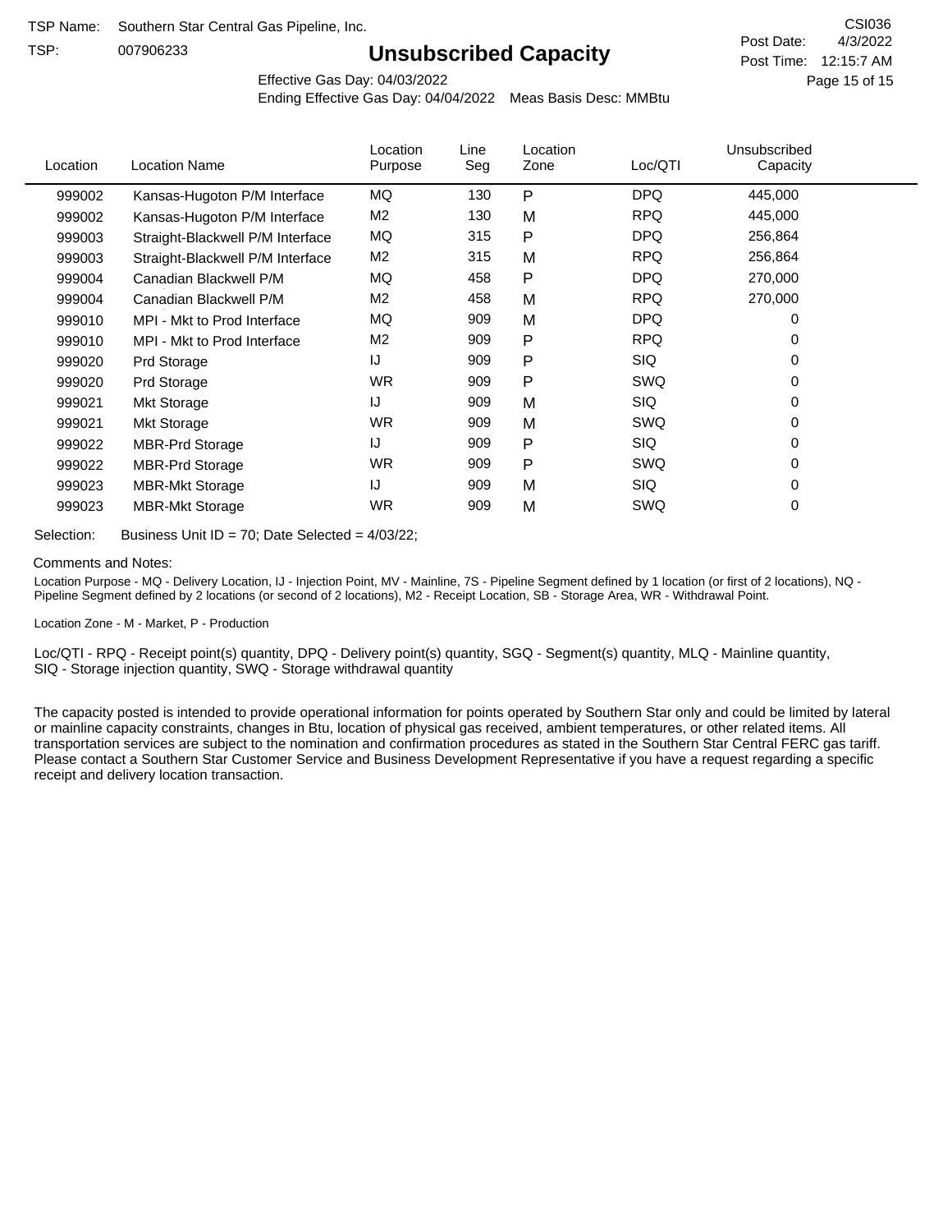TSP Name: Southern Star Central Gas Pipeline, Inc.

TSP: 007906233

CSI036

Post Date: 4/3/2022

Post Time: 12:15:7 AM

# Unsubscribed Capacity

Effective Gas Day: 04/03/2022

Ending Effective Gas Day: 04/04/2022 Meas Basis Desc: MMBtu

| Location | Location Name | Location Purpose | Line Seg | Location Zone | Loc/QTI | Unsubscribed Capacity |
|---|---|---|---|---|---|---|
| 999002 | Kansas-Hugoton P/M Interface | MQ | 130 | P | DPQ | 445,000 |
| 999002 | Kansas-Hugoton P/M Interface | M2 | 130 | M | RPQ | 445,000 |
| 999003 | Straight-Blackwell P/M Interface | MQ | 315 | P | DPQ | 256,864 |
| 999003 | Straight-Blackwell P/M Interface | M2 | 315 | M | RPQ | 256,864 |
| 999004 | Canadian Blackwell P/M | MQ | 458 | P | DPQ | 270,000 |
| 999004 | Canadian Blackwell P/M | M2 | 458 | M | RPQ | 270,000 |
| 999010 | MPI - Mkt to Prod Interface | MQ | 909 | M | DPQ | 0 |
| 999010 | MPI - Mkt to Prod Interface | M2 | 909 | P | RPQ | 0 |
| 999020 | Prd Storage | IJ | 909 | P | SIQ | 0 |
| 999020 | Prd Storage | WR | 909 | P | SWQ | 0 |
| 999021 | Mkt Storage | IJ | 909 | M | SIQ | 0 |
| 999021 | Mkt Storage | WR | 909 | M | SWQ | 0 |
| 999022 | MBR-Prd Storage | IJ | 909 | P | SIQ | 0 |
| 999022 | MBR-Prd Storage | WR | 909 | P | SWQ | 0 |
| 999023 | MBR-Mkt Storage | IJ | 909 | M | SIQ | 0 |
| 999023 | MBR-Mkt Storage | WR | 909 | M | SWQ | 0 |

Selection: Business Unit ID = 70; Date Selected = 4/03/22;

Comments and Notes:

Location Purpose - MQ - Delivery Location, IJ - Injection Point, MV - Mainline, 7S - Pipeline Segment defined by 1 location (or first of 2 locations), NQ - Pipeline Segment defined by 2 locations (or second of 2 locations), M2 - Receipt Location, SB - Storage Area, WR - Withdrawal Point.

Location Zone - M - Market, P - Production

Loc/QTI - RPQ - Receipt point(s) quantity, DPQ - Delivery point(s) quantity, SGQ - Segment(s) quantity, MLQ - Mainline quantity, SIQ - Storage injection quantity, SWQ - Storage withdrawal quantity

The capacity posted is intended to provide operational information for points operated by Southern Star only and could be limited by lateral or mainline capacity constraints, changes in Btu, location of physical gas received, ambient temperatures, or other related items. All transportation services are subject to the nomination and confirmation procedures as stated in the Southern Star Central FERC gas tariff. Please contact a Southern Star Customer Service and Business Development Representative if you have a request regarding a specific receipt and delivery location transaction.